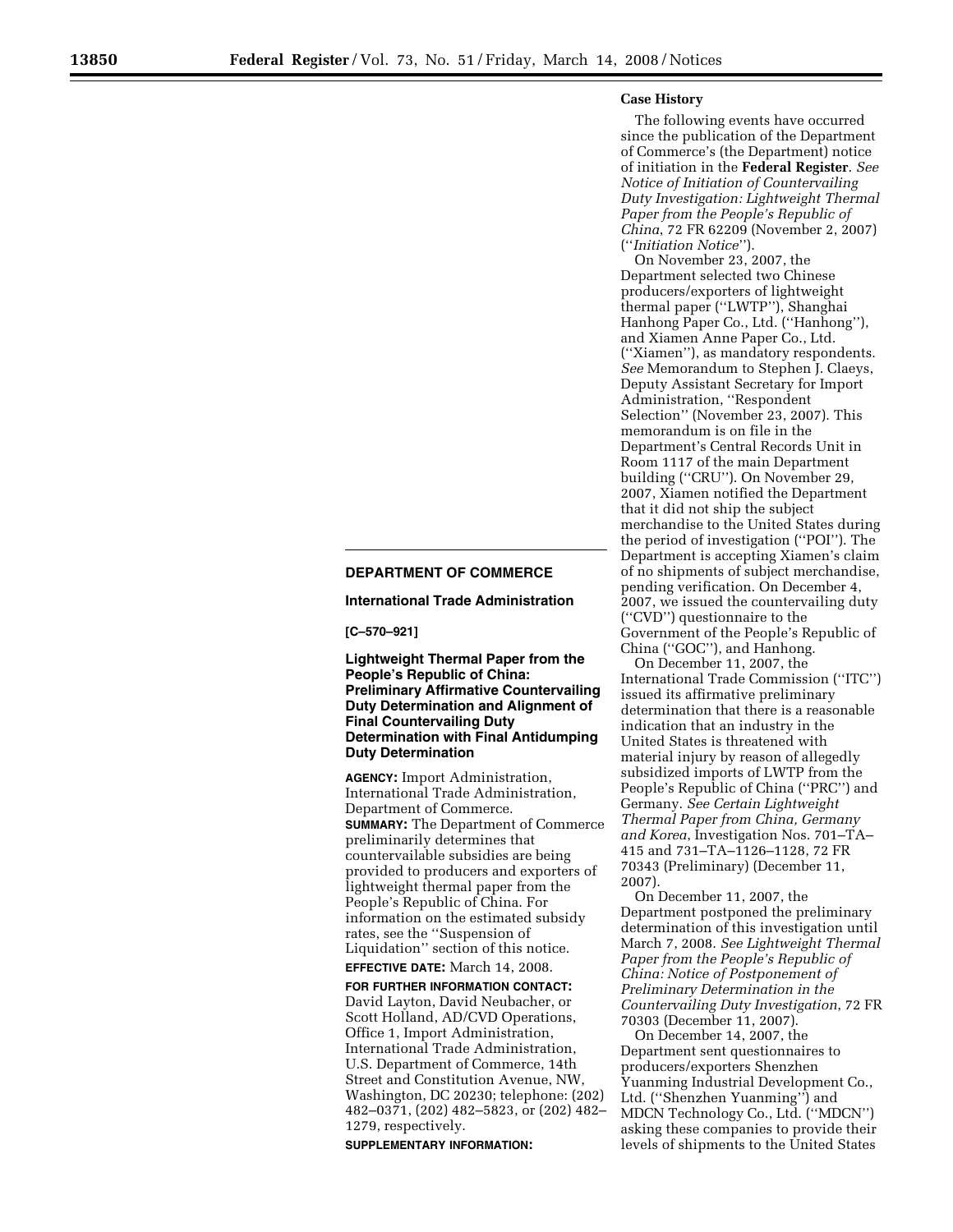## DEPARTMENT OF COMMERCE

### International Trade Administration

**[C–570–921]**

### Lightweight Thermal Paper from the People's Republic of China: Preliminary Affirmative Countervailing Duty Determination and Alignment of Final Countervailing Duty Determination with Final Antidumping Duty Determination

**AGENCY:** Import Administration, International Trade Administration, Department of Commerce.

**SUMMARY:** The Department of Commerce preliminarily determines that countervailable subsidies are being provided to producers and exporters of lightweight thermal paper from the People's Republic of China. For information on the estimated subsidy rates, see the ''Suspension of Liquidation'' section of this notice.

**EFFECTIVE DATE:** March 14, 2008.

**FOR FURTHER INFORMATION CONTACT:** David Layton, David Neubacher, or Scott Holland, AD/CVD Operations, Office 1, Import Administration, International Trade Administration, U.S. Department of Commerce, 14th Street and Constitution Avenue, NW, Washington, DC 20230; telephone: (202) 482–0371, (202) 482–5823, or (202) 482–1279, respectively.

**SUPPLEMENTARY INFORMATION:**

**Case History**

The following events have occurred since the publication of the Department of Commerce's (the Department) notice of initiation in the **Federal Register**. *See Notice of Initiation of Countervailing Duty Investigation: Lightweight Thermal Paper from the People's Republic of China*, 72 FR 62209 (November 2, 2007) (''*Initiation Notice*'').

On November 23, 2007, the Department selected two Chinese producers/exporters of lightweight thermal paper (''LWTP''), Shanghai Hanhong Paper Co., Ltd. (''Hanhong''), and Xiamen Anne Paper Co., Ltd. (''Xiamen''), as mandatory respondents. *See* Memorandum to Stephen J. Claeys, Deputy Assistant Secretary for Import Administration, ''Respondent Selection'' (November 23, 2007). This memorandum is on file in the Department's Central Records Unit in Room 1117 of the main Department building (''CRU''). On November 29, 2007, Xiamen notified the Department that it did not ship the subject merchandise to the United States during the period of investigation (''POI''). The Department is accepting Xiamen's claim of no shipments of subject merchandise, pending verification. On December 4, 2007, we issued the countervailing duty (''CVD'') questionnaire to the Government of the People's Republic of China (''GOC''), and Hanhong.

On December 11, 2007, the International Trade Commission (''ITC'') issued its affirmative preliminary determination that there is a reasonable indication that an industry in the United States is threatened with material injury by reason of allegedly subsidized imports of LWTP from the People's Republic of China (''PRC'') and Germany. *See Certain Lightweight Thermal Paper from China, Germany and Korea*, Investigation Nos. 701–TA–415 and 731–TA–1126–1128, 72 FR 70343 (Preliminary) (December 11, 2007).

On December 11, 2007, the Department postponed the preliminary determination of this investigation until March 7, 2008. *See Lightweight Thermal Paper from the People's Republic of China: Notice of Postponement of Preliminary Determination in the Countervailing Duty Investigation*, 72 FR 70303 (December 11, 2007).

On December 14, 2007, the Department sent questionnaires to producers/exporters Shenzhen Yuanming Industrial Development Co., Ltd. (''Shenzhen Yuanming'') and MDCN Technology Co., Ltd. (''MDCN'') asking these companies to provide their levels of shipments to the United States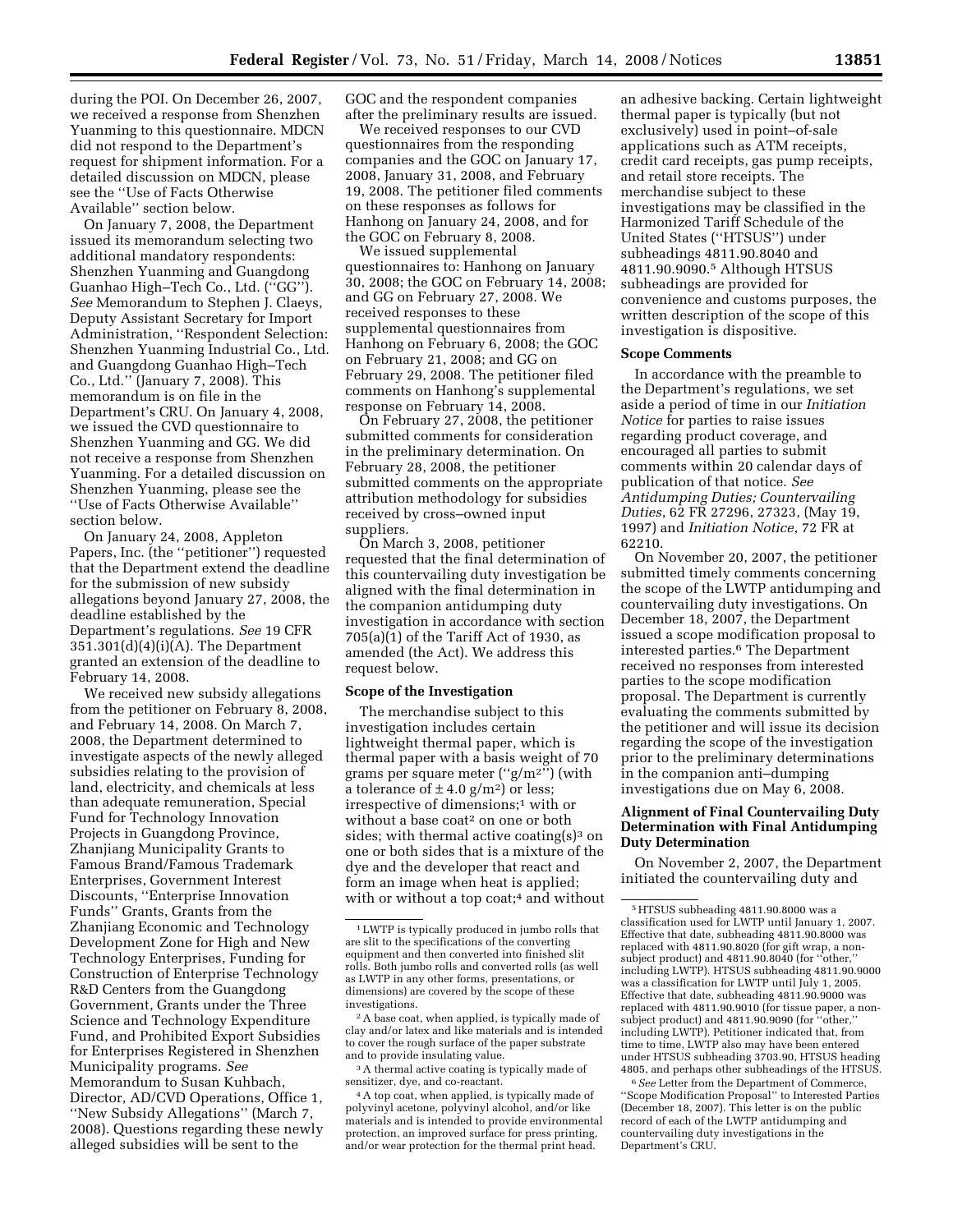during the POI. On December 26, 2007, we received a response from Shenzhen Yuanming to this questionnaire. MDCN did not respond to the Department's request for shipment information. For a detailed discussion on MDCN, please see the ''Use of Facts Otherwise Available'' section below.

On January 7, 2008, the Department issued its memorandum selecting two additional mandatory respondents: Shenzhen Yuanming and Guangdong Guanhao High–Tech Co., Ltd. (''GG''). *See* Memorandum to Stephen J. Claeys, Deputy Assistant Secretary for Import Administration, ''Respondent Selection: Shenzhen Yuanming Industrial Co., Ltd. and Guangdong Guanhao High–Tech Co., Ltd.'' (January 7, 2008). This memorandum is on file in the Department's CRU. On January 4, 2008, we issued the CVD questionnaire to Shenzhen Yuanming and GG. We did not receive a response from Shenzhen Yuanming. For a detailed discussion on Shenzhen Yuanming, please see the ''Use of Facts Otherwise Available'' section below.

On January 24, 2008, Appleton Papers, Inc. (the ''petitioner'') requested that the Department extend the deadline for the submission of new subsidy allegations beyond January 27, 2008, the deadline established by the Department's regulations. *See* 19 CFR 351.301(d)(4)(i)(A). The Department granted an extension of the deadline to February 14, 2008.

We received new subsidy allegations from the petitioner on February 8, 2008, and February 14, 2008. On March 7, 2008, the Department determined to investigate aspects of the newly alleged subsidies relating to the provision of land, electricity, and chemicals at less than adequate remuneration, Special Fund for Technology Innovation Projects in Guangdong Province, Zhanjiang Municipality Grants to Famous Brand/Famous Trademark Enterprises, Government Interest Discounts, ''Enterprise Innovation Funds'' Grants, Grants from the Zhanjiang Economic and Technology Development Zone for High and New Technology Enterprises, Funding for Construction of Enterprise Technology R&D Centers from the Guangdong Government, Grants under the Three Science and Technology Expenditure Fund, and Prohibited Export Subsidies for Enterprises Registered in Shenzhen Municipality programs. *See* Memorandum to Susan Kuhbach, Director, AD/CVD Operations, Office 1, ''New Subsidy Allegations'' (March 7, 2008). Questions regarding these newly alleged subsidies will be sent to the GOC and the respondent companies after the preliminary results are issued.

We received responses to our CVD questionnaires from the responding companies and the GOC on January 17, 2008, January 31, 2008, and February 19, 2008. The petitioner filed comments on these responses as follows for Hanhong on January 24, 2008, and for the GOC on February 8, 2008.

We issued supplemental questionnaires to: Hanhong on January 30, 2008; the GOC on February 14, 2008; and GG on February 27, 2008. We received responses to these supplemental questionnaires from Hanhong on February 6, 2008; the GOC on February 21, 2008; and GG on February 29, 2008. The petitioner filed comments on Hanhong's supplemental response on February 14, 2008.

On February 27, 2008, the petitioner submitted comments for consideration in the preliminary determination. On February 28, 2008, the petitioner submitted comments on the appropriate attribution methodology for subsidies received by cross–owned input suppliers.

On March 3, 2008, petitioner requested that the final determination of this countervailing duty investigation be aligned with the final determination in the companion antidumping duty investigation in accordance with section 705(a)(1) of the Tariff Act of 1930, as amended (the Act). We address this request below.

## Scope of the Investigation

The merchandise subject to this investigation includes certain lightweight thermal paper, which is thermal paper with a basis weight of 70 grams per square meter (''g/m$^2$'') (with a tolerance of $\pm$ 4.0 g/m$^2$) or less; irrespective of dimensions;[1] with or without a base coat[2] on one or both sides; with thermal active coating(s)[3] on one or both sides that is a mixture of the dye and the developer that react and form an image when heat is applied; with or without a top coat;[4] and without an adhesive backing. Certain lightweight thermal paper is typically (but not exclusively) used in point–of-sale applications such as ATM receipts, credit card receipts, gas pump receipts, and retail store receipts. The merchandise subject to these investigations may be classified in the Harmonized Tariff Schedule of the United States (''HTSUS'') under subheadings 4811.90.8040 and 4811.90.9090.[5] Although HTSUS subheadings are provided for convenience and customs purposes, the written description of the scope of this investigation is dispositive.

## Scope Comments

In accordance with the preamble to the Department's regulations, we set aside a period of time in our *Initiation Notice* for parties to raise issues regarding product coverage, and encouraged all parties to submit comments within 20 calendar days of publication of that notice. *See Antidumping Duties; Countervailing Duties*, 62 FR 27296, 27323, (May 19, 1997) and *Initiation Notice*, 72 FR at 62210.

On November 20, 2007, the petitioner submitted timely comments concerning the scope of the LWTP antidumping and countervailing duty investigations. On December 18, 2007, the Department issued a scope modification proposal to interested parties.[6] The Department received no responses from interested parties to the scope modification proposal. The Department is currently evaluating the comments submitted by the petitioner and will issue its decision regarding the scope of the investigation prior to the preliminary determinations in the companion anti–dumping investigations due on May 6, 2008.

## Alignment of Final Countervailing Duty Determination with Final Antidumping Duty Determination

On November 2, 2007, the Department initiated the countervailing duty and

---

[1] LWTP is typically produced in jumbo rolls that are slit to the specifications of the converting equipment and then converted into finished slit rolls. Both jumbo rolls and converted rolls (as well as LWTP in any other forms, presentations, or dimensions) are covered by the scope of these investigations.

[2] A base coat, when applied, is typically made of clay and/or latex and like materials and is intended to cover the rough surface of the paper substrate and to provide insulating value.

[3] A thermal active coating is typically made of sensitizer, dye, and co-reactant.

[4] A top coat, when applied, is typically made of polyvinyl acetone, polyvinyl alcohol, and/or like materials and is intended to provide environmental protection, an improved surface for press printing, and/or wear protection for the thermal print head.

[5] HTSUS subheading 4811.90.8000 was a classification used for LWTP until January 1, 2007. Effective that date, subheading 4811.90.8000 was replaced with 4811.90.8020 (for gift wrap, a non-subject product) and 4811.90.8040 (for ''other,'' including LWTP). HTSUS subheading 4811.90.9000 was a classification for LWTP until July 1, 2005. Effective that date, subheading 4811.90.9000 was replaced with 4811.90.9010 (for tissue paper, a non-subject product) and 4811.90.9090 (for ''other,'' including LWTP). Petitioner indicated that, from time to time, LWTP also may have been entered under HTSUS subheading 3703.90, HTSUS heading 4805, and perhaps other subheadings of the HTSUS.

[6] *See* Letter from the Department of Commerce, ''Scope Modification Proposal'' to Interested Parties (December 18, 2007). This letter is on the public record of each of the LWTP antidumping and countervailing duty investigations in the Department's CRU.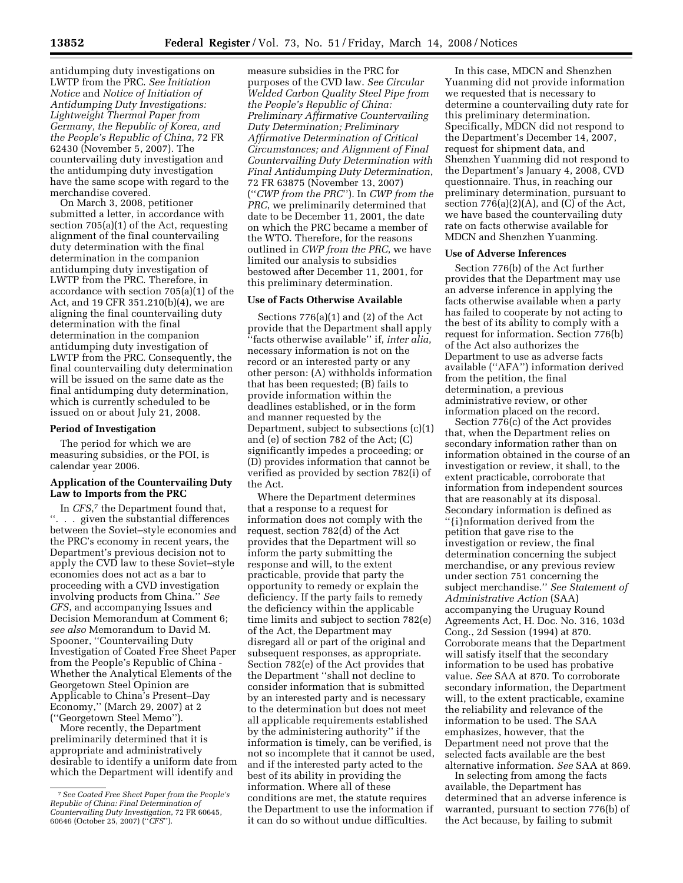antidumping duty investigations on LWTP from the PRC. *See Initiation Notice* and *Notice of Initiation of Antidumping Duty Investigations: Lightweight Thermal Paper from Germany, the Republic of Korea, and the People's Republic of China*, 72 FR 62430 (November 5, 2007). The countervailing duty investigation and the antidumping duty investigation have the same scope with regard to the merchandise covered.

On March 3, 2008, petitioner submitted a letter, in accordance with section 705(a)(1) of the Act, requesting alignment of the final countervailing duty determination with the final determination in the companion antidumping duty investigation of LWTP from the PRC. Therefore, in accordance with section 705(a)(1) of the Act, and 19 CFR 351.210(b)(4), we are aligning the final countervailing duty determination with the final determination in the companion antidumping duty investigation of LWTP from the PRC. Consequently, the final countervailing duty determination will be issued on the same date as the final antidumping duty determination, which is currently scheduled to be issued on or about July 21, 2008.

**Period of Investigation**

The period for which we are measuring subsidies, or the POI, is calendar year 2006.

**Application of the Countervailing Duty Law to Imports from the PRC**

In *CFS*,[7] the Department found that, ''. . . given the substantial differences between the Soviet–style economies and the PRC's economy in recent years, the Department's previous decision not to apply the CVD law to these Soviet–style economies does not act as a bar to proceeding with a CVD investigation involving products from China.'' *See CFS*, and accompanying Issues and Decision Memorandum at Comment 6; *see also* Memorandum to David M. Spooner, ''Countervailing Duty Investigation of Coated Free Sheet Paper from the People's Republic of China - Whether the Analytical Elements of the Georgetown Steel Opinion are Applicable to China's Present–Day Economy,'' (March 29, 2007) at 2 (''Georgetown Steel Memo'').

More recently, the Department preliminarily determined that it is appropriate and administratively desirable to identify a uniform date from which the Department will identify and measure subsidies in the PRC for purposes of the CVD law. *See Circular Welded Carbon Quality Steel Pipe from the People's Republic of China: Preliminary Affirmative Countervailing Duty Determination; Preliminary Affirmative Determination of Critical Circumstances; and Alignment of Final Countervailing Duty Determination with Final Antidumping Duty Determination*, 72 FR 63875 (November 13, 2007) (''*CWP from the PRC*''). In *CWP from the PRC*, we preliminarily determined that date to be December 11, 2001, the date on which the PRC became a member of the WTO. Therefore, for the reasons outlined in *CWP from the PRC*, we have limited our analysis to subsidies bestowed after December 11, 2001, for this preliminary determination.

**Use of Facts Otherwise Available**

Sections 776(a)(1) and (2) of the Act provide that the Department shall apply ''facts otherwise available'' if, *inter alia*, necessary information is not on the record or an interested party or any other person: (A) withholds information that has been requested; (B) fails to provide information within the deadlines established, or in the form and manner requested by the Department, subject to subsections (c)(1) and (e) of section 782 of the Act; (C) significantly impedes a proceeding; or (D) provides information that cannot be verified as provided by section 782(i) of the Act.

Where the Department determines that a response to a request for information does not comply with the request, section 782(d) of the Act provides that the Department will so inform the party submitting the response and will, to the extent practicable, provide that party the opportunity to remedy or explain the deficiency. If the party fails to remedy the deficiency within the applicable time limits and subject to section 782(e) of the Act, the Department may disregard all or part of the original and subsequent responses, as appropriate. Section 782(e) of the Act provides that the Department ''shall not decline to consider information that is submitted by an interested party and is necessary to the determination but does not meet all applicable requirements established by the administering authority'' if the information is timely, can be verified, is not so incomplete that it cannot be used, and if the interested party acted to the best of its ability in providing the information. Where all of these conditions are met, the statute requires the Department to use the information if it can do so without undue difficulties.

In this case, MDCN and Shenzhen Yuanming did not provide information we requested that is necessary to determine a countervailing duty rate for this preliminary determination. Specifically, MDCN did not respond to the Department's December 14, 2007, request for shipment data, and Shenzhen Yuanming did not respond to the Department's January 4, 2008, CVD questionnaire. Thus, in reaching our preliminary determination, pursuant to section 776(a)(2)(A), and (C) of the Act, we have based the countervailing duty rate on facts otherwise available for MDCN and Shenzhen Yuanming.

**Use of Adverse Inferences**

Section 776(b) of the Act further provides that the Department may use an adverse inference in applying the facts otherwise available when a party has failed to cooperate by not acting to the best of its ability to comply with a request for information. Section 776(b) of the Act also authorizes the Department to use as adverse facts available (''AFA'') information derived from the petition, the final determination, a previous administrative review, or other information placed on the record.

Section 776(c) of the Act provides that, when the Department relies on secondary information rather than on information obtained in the course of an investigation or review, it shall, to the extent practicable, corroborate that information from independent sources that are reasonably at its disposal. Secondary information is defined as ''{i}nformation derived from the petition that gave rise to the investigation or review, the final determination concerning the subject merchandise, or any previous review under section 751 concerning the subject merchandise.'' *See Statement of Administrative Action* (SAA) accompanying the Uruguay Round Agreements Act, H. Doc. No. 316, 103d Cong., 2d Session (1994) at 870. Corroborate means that the Department will satisfy itself that the secondary information to be used has probative value. *See* SAA at 870. To corroborate secondary information, the Department will, to the extent practicable, examine the reliability and relevance of the information to be used. The SAA emphasizes, however, that the Department need not prove that the selected facts available are the best alternative information. *See* SAA at 869.

In selecting from among the facts available, the Department has determined that an adverse inference is warranted, pursuant to section 776(b) of the Act because, by failing to submit

[7] *See Coated Free Sheet Paper from the People's Republic of China: Final Determination of Countervailing Duty Investigation*, 72 FR 60645, 60646 (October 25, 2007) (''*CFS*'').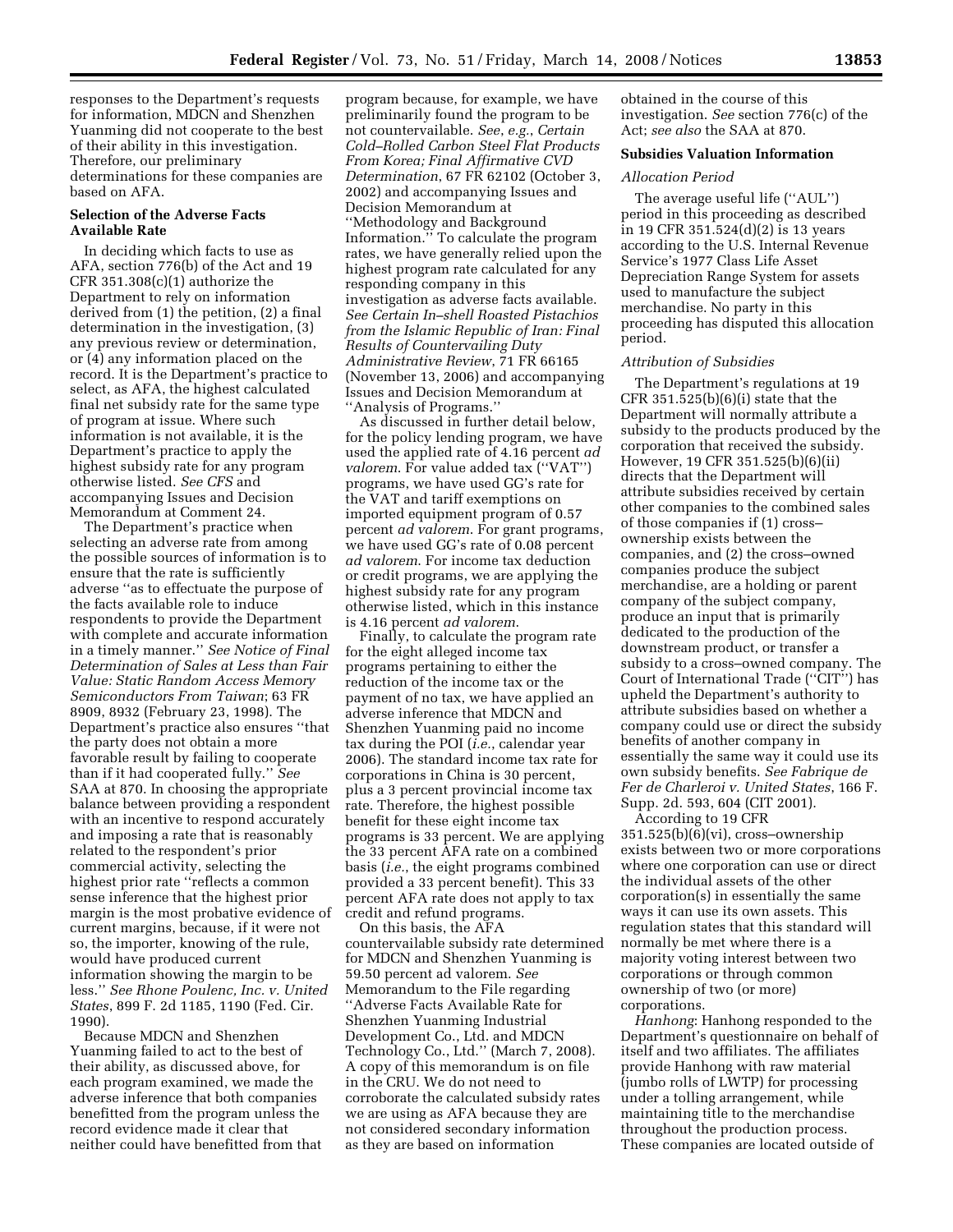responses to the Department's requests for information, MDCN and Shenzhen Yuanming did not cooperate to the best of their ability in this investigation. Therefore, our preliminary determinations for these companies are based on AFA.

### Selection of the Adverse Facts Available Rate

In deciding which facts to use as AFA, section 776(b) of the Act and 19 CFR 351.308(c)(1) authorize the Department to rely on information derived from (1) the petition, (2) a final determination in the investigation, (3) any previous review or determination, or (4) any information placed on the record. It is the Department's practice to select, as AFA, the highest calculated final net subsidy rate for the same type of program at issue. Where such information is not available, it is the Department's practice to apply the highest subsidy rate for any program otherwise listed. *See CFS* and accompanying Issues and Decision Memorandum at Comment 24.

The Department's practice when selecting an adverse rate from among the possible sources of information is to ensure that the rate is sufficiently adverse ''as to effectuate the purpose of the facts available role to induce respondents to provide the Department with complete and accurate information in a timely manner.'' *See Notice of Final Determination of Sales at Less than Fair Value: Static Random Access Memory Semiconductors From Taiwan*; 63 FR 8909, 8932 (February 23, 1998). The Department's practice also ensures ''that the party does not obtain a more favorable result by failing to cooperate than if it had cooperated fully.'' *See* SAA at 870. In choosing the appropriate balance between providing a respondent with an incentive to respond accurately and imposing a rate that is reasonably related to the respondent's prior commercial activity, selecting the highest prior rate ''reflects a common sense inference that the highest prior margin is the most probative evidence of current margins, because, if it were not so, the importer, knowing of the rule, would have produced current information showing the margin to be less.'' *See Rhone Poulenc, Inc. v. United States*, 899 F. 2d 1185, 1190 (Fed. Cir. 1990).

Because MDCN and Shenzhen Yuanming failed to act to the best of their ability, as discussed above, for each program examined, we made the adverse inference that both companies benefitted from the program unless the record evidence made it clear that neither could have benefitted from that program because, for example, we have preliminarily found the program to be not countervailable. *See*, *e.g.*, *Certain Cold–Rolled Carbon Steel Flat Products From Korea; Final Affirmative CVD Determination*, 67 FR 62102 (October 3, 2002) and accompanying Issues and Decision Memorandum at ''Methodology and Background Information.'' To calculate the program rates, we have generally relied upon the highest program rate calculated for any responding company in this investigation as adverse facts available. *See Certain In–shell Roasted Pistachios from the Islamic Republic of Iran: Final Results of Countervailing Duty Administrative Review*, 71 FR 66165 (November 13, 2006) and accompanying Issues and Decision Memorandum at ''Analysis of Programs.''

As discussed in further detail below, for the policy lending program, we have used the applied rate of 4.16 percent *ad valorem*. For value added tax (''VAT'') programs, we have used GG's rate for the VAT and tariff exemptions on imported equipment program of 0.57 percent *ad valorem*. For grant programs, we have used GG's rate of 0.08 percent *ad valorem*. For income tax deduction or credit programs, we are applying the highest subsidy rate for any program otherwise listed, which in this instance is 4.16 percent *ad valorem*.

Finally, to calculate the program rate for the eight alleged income tax programs pertaining to either the reduction of the income tax or the payment of no tax, we have applied an adverse inference that MDCN and Shenzhen Yuanming paid no income tax during the POI (*i.e.*, calendar year 2006). The standard income tax rate for corporations in China is 30 percent, plus a 3 percent provincial income tax rate. Therefore, the highest possible benefit for these eight income tax programs is 33 percent. We are applying the 33 percent AFA rate on a combined basis (*i.e.*, the eight programs combined provided a 33 percent benefit). This 33 percent AFA rate does not apply to tax credit and refund programs.

On this basis, the AFA countervailable subsidy rate determined for MDCN and Shenzhen Yuanming is 59.50 percent ad valorem. *See* Memorandum to the File regarding ''Adverse Facts Available Rate for Shenzhen Yuanming Industrial Development Co., Ltd. and MDCN Technology Co., Ltd.'' (March 7, 2008). A copy of this memorandum is on file in the CRU. We do not need to corroborate the calculated subsidy rates we are using as AFA because they are not considered secondary information as they are based on information obtained in the course of this investigation. *See* section 776(c) of the Act; *see also* the SAA at 870.

### Subsidies Valuation Information

#### *Allocation Period*

The average useful life (''AUL'') period in this proceeding as described in 19 CFR 351.524(d)(2) is 13 years according to the U.S. Internal Revenue Service's 1977 Class Life Asset Depreciation Range System for assets used to manufacture the subject merchandise. No party in this proceeding has disputed this allocation period.

#### *Attribution of Subsidies*

The Department's regulations at 19 CFR 351.525(b)(6)(i) state that the Department will normally attribute a subsidy to the products produced by the corporation that received the subsidy. However, 19 CFR 351.525(b)(6)(ii) directs that the Department will attribute subsidies received by certain other companies to the combined sales of those companies if (1) cross–ownership exists between the companies, and (2) the cross–owned companies produce the subject merchandise, are a holding or parent company of the subject company, produce an input that is primarily dedicated to the production of the downstream product, or transfer a subsidy to a cross–owned company. The Court of International Trade (''CIT'') has upheld the Department's authority to attribute subsidies based on whether a company could use or direct the subsidy benefits of another company in essentially the same way it could use its own subsidy benefits. *See Fabrique de Fer de Charleroi v. United States*, 166 F. Supp. 2d. 593, 604 (CIT 2001).

According to 19 CFR 351.525(b)(6)(vi), cross–ownership exists between two or more corporations where one corporation can use or direct the individual assets of the other corporation(s) in essentially the same ways it can use its own assets. This regulation states that this standard will normally be met where there is a majority voting interest between two corporations or through common ownership of two (or more) corporations.

*Hanhong*: Hanhong responded to the Department's questionnaire on behalf of itself and two affiliates. The affiliates provide Hanhong with raw material (jumbo rolls of LWTP) for processing under a tolling arrangement, while maintaining title to the merchandise throughout the production process. These companies are located outside of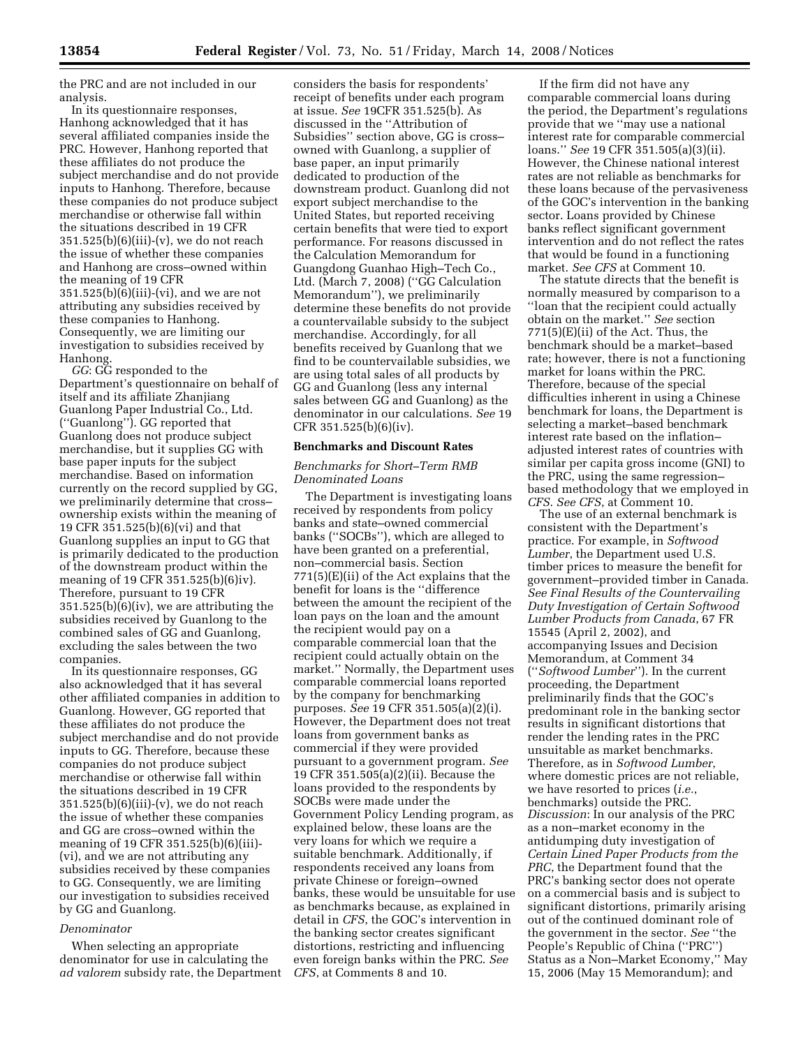the PRC and are not included in our analysis.

In its questionnaire responses, Hanhong acknowledged that it has several affiliated companies inside the PRC. However, Hanhong reported that these affiliates do not produce the subject merchandise and do not provide inputs to Hanhong. Therefore, because these companies do not produce subject merchandise or otherwise fall within the situations described in 19 CFR 351.525(b)(6)(iii)-(v), we do not reach the issue of whether these companies and Hanhong are cross–owned within the meaning of 19 CFR 351.525(b)(6)(iii)-(vi), and we are not attributing any subsidies received by these companies to Hanhong. Consequently, we are limiting our investigation to subsidies received by Hanhong.

*GG*: GG responded to the Department's questionnaire on behalf of itself and its affiliate Zhanjiang Guanlong Paper Industrial Co., Ltd. (''Guanlong''). GG reported that Guanlong does not produce subject merchandise, but it supplies GG with base paper inputs for the subject merchandise. Based on information currently on the record supplied by GG, we preliminarily determine that cross–ownership exists within the meaning of 19 CFR 351.525(b)(6)(vi) and that Guanlong supplies an input to GG that is primarily dedicated to the production of the downstream product within the meaning of 19 CFR 351.525(b)(6)iv). Therefore, pursuant to 19 CFR 351.525(b)(6)(iv), we are attributing the subsidies received by Guanlong to the combined sales of GG and Guanlong, excluding the sales between the two companies.

In its questionnaire responses, GG also acknowledged that it has several other affiliated companies in addition to Guanlong. However, GG reported that these affiliates do not produce the subject merchandise and do not provide inputs to GG. Therefore, because these companies do not produce subject merchandise or otherwise fall within the situations described in 19 CFR 351.525(b)(6)(iii)-(v), we do not reach the issue of whether these companies and GG are cross–owned within the meaning of 19 CFR 351.525(b)(6)(iii)-(vi), and we are not attributing any subsidies received by these companies to GG. Consequently, we are limiting our investigation to subsidies received by GG and Guanlong.

*Denominator*

When selecting an appropriate denominator for use in calculating the *ad valorem* subsidy rate, the Department considers the basis for respondents' receipt of benefits under each program at issue. *See* 19CFR 351.525(b). As discussed in the ''Attribution of Subsidies'' section above, GG is cross–owned with Guanlong, a supplier of base paper, an input primarily dedicated to production of the downstream product. Guanlong did not export subject merchandise to the United States, but reported receiving certain benefits that were tied to export performance. For reasons discussed in the Calculation Memorandum for Guangdong Guanhao High–Tech Co., Ltd. (March 7, 2008) (''GG Calculation Memorandum''), we preliminarily determine these benefits do not provide a countervailable subsidy to the subject merchandise. Accordingly, for all benefits received by Guanlong that we find to be countervailable subsidies, we are using total sales of all products by GG and Guanlong (less any internal sales between GG and Guanlong) as the denominator in our calculations. *See* 19 CFR 351.525(b)(6)(iv).

## Benchmarks and Discount Rates

*Benchmarks for Short–Term RMB Denominated Loans*

The Department is investigating loans received by respondents from policy banks and state–owned commercial banks (''SOCBs''), which are alleged to have been granted on a preferential, non–commercial basis. Section 771(5)(E)(ii) of the Act explains that the benefit for loans is the ''difference between the amount the recipient of the loan pays on the loan and the amount the recipient would pay on a comparable commercial loan that the recipient could actually obtain on the market.'' Normally, the Department uses comparable commercial loans reported by the company for benchmarking purposes. *See* 19 CFR 351.505(a)(2)(i). However, the Department does not treat loans from government banks as commercial if they were provided pursuant to a government program. *See* 19 CFR 351.505(a)(2)(ii). Because the loans provided to the respondents by SOCBs were made under the Government Policy Lending program, as explained below, these loans are the very loans for which we require a suitable benchmark. Additionally, if respondents received any loans from private Chinese or foreign–owned banks, these would be unsuitable for use as benchmarks because, as explained in detail in *CFS*, the GOC's intervention in the banking sector creates significant distortions, restricting and influencing even foreign banks within the PRC. *See CFS*, at Comments 8 and 10.

If the firm did not have any comparable commercial loans during the period, the Department's regulations provide that we ''may use a national interest rate for comparable commercial loans.'' *See* 19 CFR 351.505(a)(3)(ii). However, the Chinese national interest rates are not reliable as benchmarks for these loans because of the pervasiveness of the GOC's intervention in the banking sector. Loans provided by Chinese banks reflect significant government intervention and do not reflect the rates that would be found in a functioning market. *See CFS* at Comment 10.

The statute directs that the benefit is normally measured by comparison to a ''loan that the recipient could actually obtain on the market.'' *See* section 771(5)(E)(ii) of the Act. Thus, the benchmark should be a market–based rate; however, there is not a functioning market for loans within the PRC. Therefore, because of the special difficulties inherent in using a Chinese benchmark for loans, the Department is selecting a market–based benchmark interest rate based on the inflation–adjusted interest rates of countries with similar per capita gross income (GNI) to the PRC, using the same regression–based methodology that we employed in *CFS*. *See CFS*, at Comment 10.

The use of an external benchmark is consistent with the Department's practice. For example, in *Softwood Lumber*, the Department used U.S. timber prices to measure the benefit for government–provided timber in Canada. *See Final Results of the Countervailing Duty Investigation of Certain Softwood Lumber Products from Canada*, 67 FR 15545 (April 2, 2002), and accompanying Issues and Decision Memorandum, at Comment 34 (''*Softwood Lumber*''). In the current proceeding, the Department preliminarily finds that the GOC's predominant role in the banking sector results in significant distortions that render the lending rates in the PRC unsuitable as market benchmarks. Therefore, as in *Softwood Lumber*, where domestic prices are not reliable, we have resorted to prices (*i.e.*, benchmarks) outside the PRC.

*Discussion*: In our analysis of the PRC as a non–market economy in the antidumping duty investigation of *Certain Lined Paper Products from the PRC*, the Department found that the PRC's banking sector does not operate on a commercial basis and is subject to significant distortions, primarily arising out of the continued dominant role of the government in the sector. *See* ''the People's Republic of China (''PRC'') Status as a Non–Market Economy,'' May 15, 2006 (May 15 Memorandum); and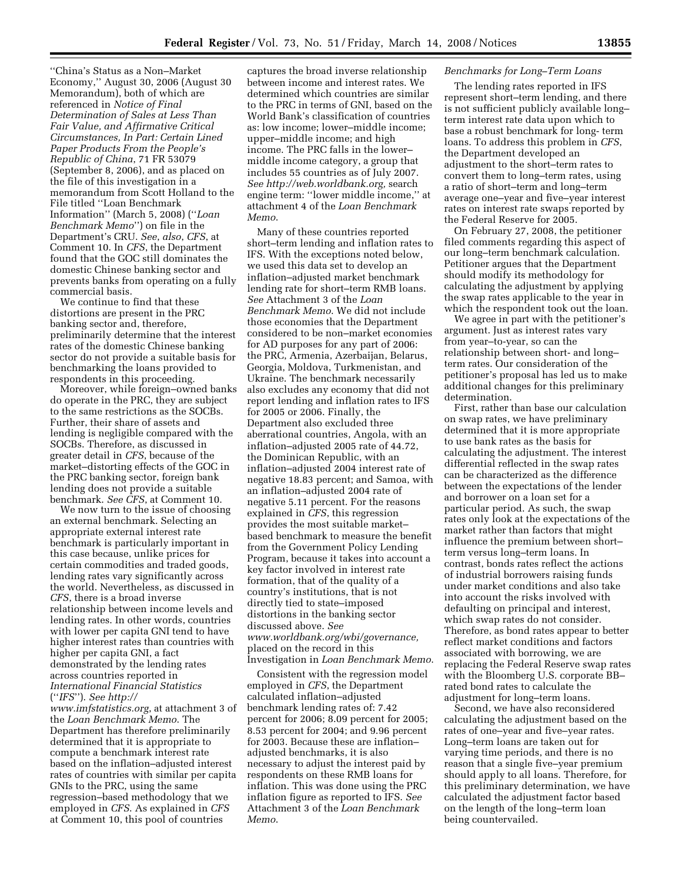''China's Status as a Non–Market Economy,'' August 30, 2006 (August 30 Memorandum), both of which are referenced in *Notice of Final Determination of Sales at Less Than Fair Value, and Affirmative Critical Circumstances, In Part: Certain Lined Paper Products From the People's Republic of China*, 71 FR 53079 (September 8, 2006), and as placed on the file of this investigation in a memorandum from Scott Holland to the File titled ''Loan Benchmark Information'' (March 5, 2008) (''*Loan Benchmark Memo*'') on file in the Department's CRU. *See*, *also*, *CFS*, at Comment 10. In *CFS*, the Department found that the GOC still dominates the domestic Chinese banking sector and prevents banks from operating on a fully commercial basis.

We continue to find that these distortions are present in the PRC banking sector and, therefore, preliminarily determine that the interest rates of the domestic Chinese banking sector do not provide a suitable basis for benchmarking the loans provided to respondents in this proceeding.

Moreover, while foreign–owned banks do operate in the PRC, they are subject to the same restrictions as the SOCBs. Further, their share of assets and lending is negligible compared with the SOCBs. Therefore, as discussed in greater detail in *CFS*, because of the market–distorting effects of the GOC in the PRC banking sector, foreign bank lending does not provide a suitable benchmark. *See CFS*, at Comment 10.

We now turn to the issue of choosing an external benchmark. Selecting an appropriate external interest rate benchmark is particularly important in this case because, unlike prices for certain commodities and traded goods, lending rates vary significantly across the world. Nevertheless, as discussed in *CFS*, there is a broad inverse relationship between income levels and lending rates. In other words, countries with lower per capita GNI tend to have higher interest rates than countries with higher per capita GNI, a fact demonstrated by the lending rates across countries reported in *International Financial Statistics* (''*IFS*''). *See http://www.imfstatistics.org*, at attachment 3 of the *Loan Benchmark Memo*. The Department has therefore preliminarily determined that it is appropriate to compute a benchmark interest rate based on the inflation–adjusted interest rates of countries with similar per capita GNIs to the PRC, using the same regression–based methodology that we employed in *CFS*. As explained in *CFS* at Comment 10, this pool of countries captures the broad inverse relationship between income and interest rates. We determined which countries are similar to the PRC in terms of GNI, based on the World Bank's classification of countries as: low income; lower–middle income; upper–middle income; and high income. The PRC falls in the lower–middle income category, a group that includes 55 countries as of July 2007. *See http://web.worldbank.org,* search engine term: ''lower middle income,'' at attachment 4 of the *Loan Benchmark Memo*.

Many of these countries reported short–term lending and inflation rates to IFS. With the exceptions noted below, we used this data set to develop an inflation–adjusted market benchmark lending rate for short–term RMB loans. *See* Attachment 3 of the *Loan Benchmark Memo*. We did not include those economies that the Department considered to be non–market economies for AD purposes for any part of 2006: the PRC, Armenia, Azerbaijan, Belarus, Georgia, Moldova, Turkmenistan, and Ukraine. The benchmark necessarily also excludes any economy that did not report lending and inflation rates to IFS for 2005 or 2006. Finally, the Department also excluded three aberrational countries, Angola, with an inflation–adjusted 2005 rate of 44.72, the Dominican Republic, with an inflation–adjusted 2004 interest rate of negative 18.83 percent; and Samoa, with an inflation–adjusted 2004 rate of negative 5.11 percent. For the reasons explained in *CFS*, this regression provides the most suitable market–based benchmark to measure the benefit from the Government Policy Lending Program, because it takes into account a key factor involved in interest rate formation, that of the quality of a country's institutions, that is not directly tied to state–imposed distortions in the banking sector discussed above. *See www.worldbank.org/wbi/governance,* placed on the record in this Investigation in *Loan Benchmark Memo*.

Consistent with the regression model employed in *CFS*, the Department calculated inflation–adjusted benchmark lending rates of: 7.42 percent for 2006; 8.09 percent for 2005; 8.53 percent for 2004; and 9.96 percent for 2003. Because these are inflation–adjusted benchmarks, it is also necessary to adjust the interest paid by respondents on these RMB loans for inflation. This was done using the PRC inflation figure as reported to IFS. *See* Attachment 3 of the *Loan Benchmark Memo*.

*Benchmarks for Long–Term Loans*

The lending rates reported in IFS represent short–term lending, and there is not sufficient publicly available long–term interest rate data upon which to base a robust benchmark for long- term loans. To address this problem in *CFS*, the Department developed an adjustment to the short–term rates to convert them to long–term rates, using a ratio of short–term and long–term average one–year and five–year interest rates on interest rate swaps reported by the Federal Reserve for 2005.

On February 27, 2008, the petitioner filed comments regarding this aspect of our long–term benchmark calculation. Petitioner argues that the Department should modify its methodology for calculating the adjustment by applying the swap rates applicable to the year in which the respondent took out the loan.

We agree in part with the petitioner's argument. Just as interest rates vary from year–to-year, so can the relationship between short- and long–term rates. Our consideration of the petitioner's proposal has led us to make additional changes for this preliminary determination.

First, rather than base our calculation on swap rates, we have preliminary determined that it is more appropriate to use bank rates as the basis for calculating the adjustment. The interest differential reflected in the swap rates can be characterized as the difference between the expectations of the lender and borrower on a loan set for a particular period. As such, the swap rates only look at the expectations of the market rather than factors that might influence the premium between short–term versus long–term loans. In contrast, bonds rates reflect the actions of industrial borrowers raising funds under market conditions and also take into account the risks involved with defaulting on principal and interest, which swap rates do not consider. Therefore, as bond rates appear to better reflect market conditions and factors associated with borrowing, we are replacing the Federal Reserve swap rates with the Bloomberg U.S. corporate BB–rated bond rates to calculate the adjustment for long–term loans.

Second, we have also reconsidered calculating the adjustment based on the rates of one–year and five–year rates. Long–term loans are taken out for varying time periods, and there is no reason that a single five–year premium should apply to all loans. Therefore, for this preliminary determination, we have calculated the adjustment factor based on the length of the long–term loan being countervailed.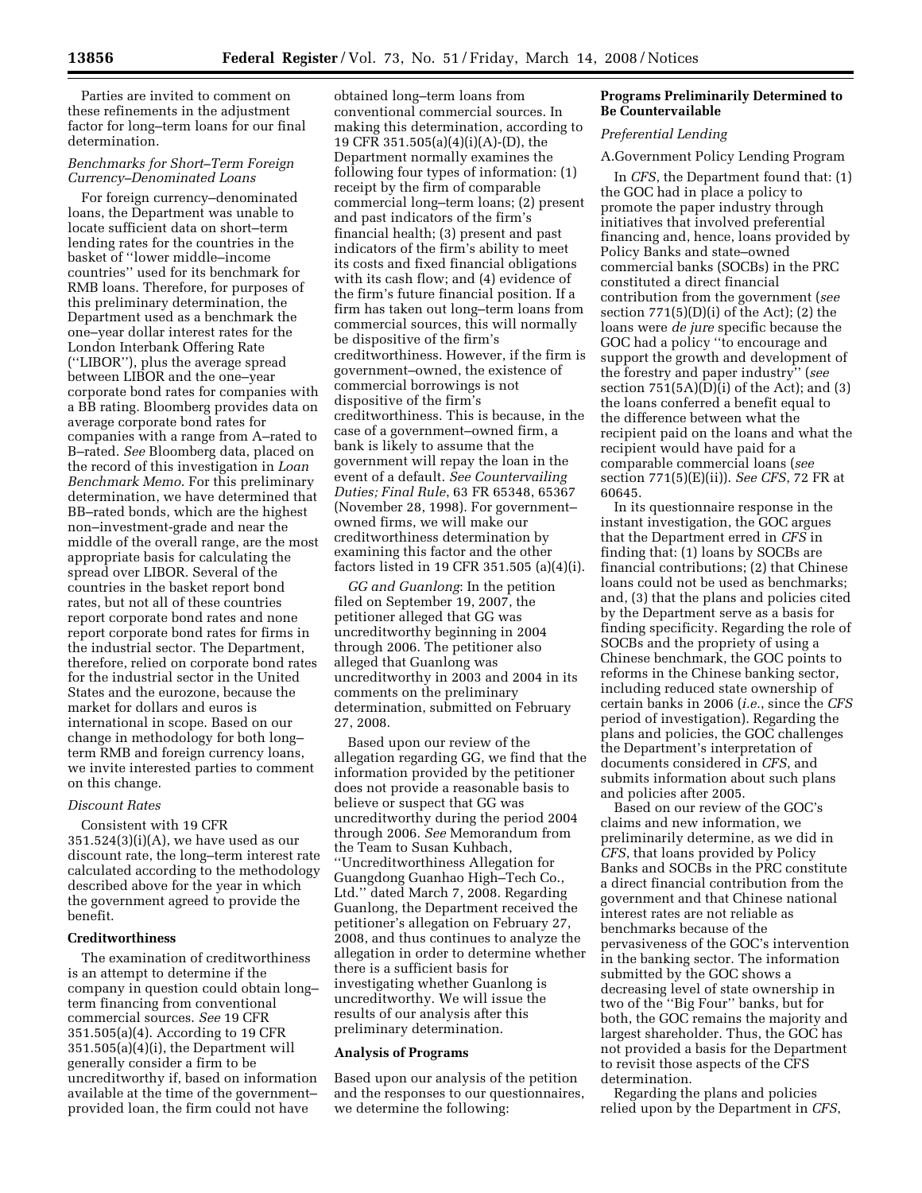Parties are invited to comment on these refinements in the adjustment factor for long–term loans for our final determination.

*Benchmarks for Short–Term Foreign Currency–Denominated Loans*

For foreign currency–denominated loans, the Department was unable to locate sufficient data on short–term lending rates for the countries in the basket of ''lower middle–income countries'' used for its benchmark for RMB loans. Therefore, for purposes of this preliminary determination, the Department used as a benchmark the one–year dollar interest rates for the London Interbank Offering Rate (''LIBOR''), plus the average spread between LIBOR and the one–year corporate bond rates for companies with a BB rating. Bloomberg provides data on average corporate bond rates for companies with a range from A–rated to B–rated. *See* Bloomberg data, placed on the record of this investigation in *Loan Benchmark Memo*. For this preliminary determination, we have determined that BB–rated bonds, which are the highest non–investment-grade and near the middle of the overall range, are the most appropriate basis for calculating the spread over LIBOR. Several of the countries in the basket report bond rates, but not all of these countries report corporate bond rates and none report corporate bond rates for firms in the industrial sector. The Department, therefore, relied on corporate bond rates for the industrial sector in the United States and the eurozone, because the market for dollars and euros is international in scope. Based on our change in methodology for both long–term RMB and foreign currency loans, we invite interested parties to comment on this change.

*Discount Rates*

Consistent with 19 CFR 351.524(3)(i)(A), we have used as our discount rate, the long–term interest rate calculated according to the methodology described above for the year in which the government agreed to provide the benefit.

**Creditworthiness**

The examination of creditworthiness is an attempt to determine if the company in question could obtain long–term financing from conventional commercial sources. *See* 19 CFR 351.505(a)(4). According to 19 CFR 351.505(a)(4)(i), the Department will generally consider a firm to be uncreditworthy if, based on information available at the time of the government–provided loan, the firm could not have obtained long–term loans from conventional commercial sources. In making this determination, according to 19 CFR 351.505(a)(4)(i)(A)-(D), the Department normally examines the following four types of information: (1) receipt by the firm of comparable commercial long–term loans; (2) present and past indicators of the firm's financial health; (3) present and past indicators of the firm's ability to meet its costs and fixed financial obligations with its cash flow; and (4) evidence of the firm's future financial position. If a firm has taken out long–term loans from commercial sources, this will normally be dispositive of the firm's creditworthiness. However, if the firm is government–owned, the existence of commercial borrowings is not dispositive of the firm's creditworthiness. This is because, in the case of a government–owned firm, a bank is likely to assume that the government will repay the loan in the event of a default. *See Countervailing Duties; Final Rule*, 63 FR 65348, 65367 (November 28, 1998). For government–owned firms, we will make our creditworthiness determination by examining this factor and the other factors listed in 19 CFR 351.505 (a)(4)(i).

*GG and Guanlong*: In the petition filed on September 19, 2007, the petitioner alleged that GG was uncreditworthy beginning in 2004 through 2006. The petitioner also alleged that Guanlong was uncreditworthy in 2003 and 2004 in its comments on the preliminary determination, submitted on February 27, 2008.

Based upon our review of the allegation regarding GG, we find that the information provided by the petitioner does not provide a reasonable basis to believe or suspect that GG was uncreditworthy during the period 2004 through 2006. *See* Memorandum from the Team to Susan Kuhbach, ''Uncreditworthiness Allegation for Guangdong Guanhao High–Tech Co., Ltd.'' dated March 7, 2008. Regarding Guanlong, the Department received the petitioner's allegation on February 27, 2008, and thus continues to analyze the allegation in order to determine whether there is a sufficient basis for investigating whether Guanlong is uncreditworthy. We will issue the results of our analysis after this preliminary determination.

**Analysis of Programs**

Based upon our analysis of the petition and the responses to our questionnaires, we determine the following:

**Programs Preliminarily Determined to Be Countervailable**

*Preferential Lending*

A.Government Policy Lending Program

In *CFS*, the Department found that: (1) the GOC had in place a policy to promote the paper industry through initiatives that involved preferential financing and, hence, loans provided by Policy Banks and state–owned commercial banks (SOCBs) in the PRC constituted a direct financial contribution from the government (*see* section 771(5)(D)(i) of the Act); (2) the loans were *de jure* specific because the GOC had a policy ''to encourage and support the growth and development of the forestry and paper industry'' (*see* section 751(5A)(D)(i) of the Act); and (3) the loans conferred a benefit equal to the difference between what the recipient paid on the loans and what the recipient would have paid for a comparable commercial loans (*see* section 771(5)(E)(ii)). *See CFS*, 72 FR at 60645.

In its questionnaire response in the instant investigation, the GOC argues that the Department erred in *CFS* in finding that: (1) loans by SOCBs are financial contributions; (2) that Chinese loans could not be used as benchmarks; and, (3) that the plans and policies cited by the Department serve as a basis for finding specificity. Regarding the role of SOCBs and the propriety of using a Chinese benchmark, the GOC points to reforms in the Chinese banking sector, including reduced state ownership of certain banks in 2006 (*i.e.*, since the *CFS* period of investigation). Regarding the plans and policies, the GOC challenges the Department's interpretation of documents considered in *CFS*, and submits information about such plans and policies after 2005.

Based on our review of the GOC's claims and new information, we preliminarily determine, as we did in *CFS*, that loans provided by Policy Banks and SOCBs in the PRC constitute a direct financial contribution from the government and that Chinese national interest rates are not reliable as benchmarks because of the pervasiveness of the GOC's intervention in the banking sector. The information submitted by the GOC shows a decreasing level of state ownership in two of the ''Big Four'' banks, but for both, the GOC remains the majority and largest shareholder. Thus, the GOC has not provided a basis for the Department to revisit those aspects of the CFS determination.

Regarding the plans and policies relied upon by the Department in *CFS*,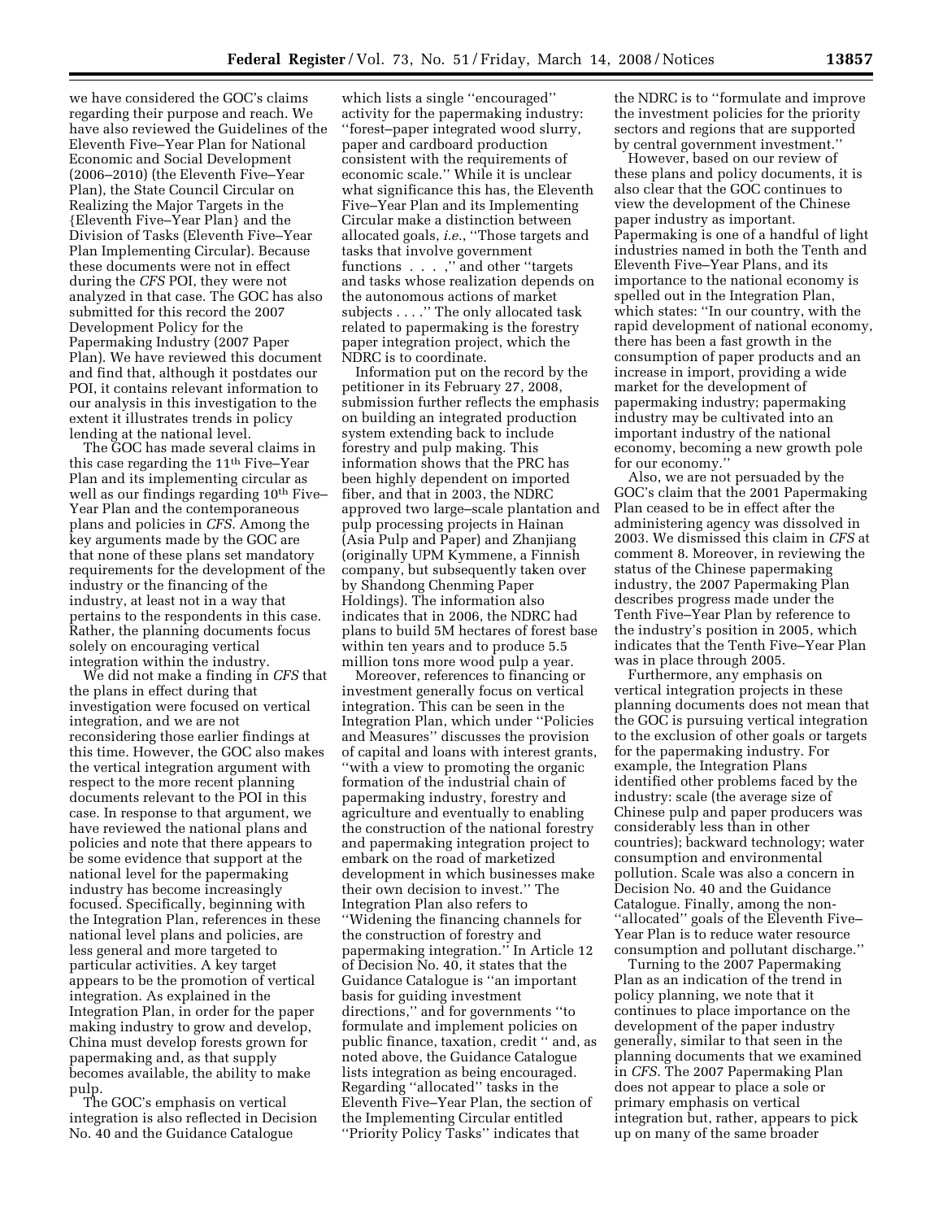we have considered the GOC's claims regarding their purpose and reach. We have also reviewed the Guidelines of the Eleventh Five–Year Plan for National Economic and Social Development (2006–2010) (the Eleventh Five–Year Plan), the State Council Circular on Realizing the Major Targets in the {Eleventh Five–Year Plan} and the Division of Tasks (Eleventh Five–Year Plan Implementing Circular). Because these documents were not in effect during the *CFS* POI, they were not analyzed in that case. The GOC has also submitted for this record the 2007 Development Policy for the Papermaking Industry (2007 Paper Plan). We have reviewed this document and find that, although it postdates our POI, it contains relevant information to our analysis in this investigation to the extent it illustrates trends in policy lending at the national level.

The GOC has made several claims in this case regarding the 11th Five–Year Plan and its implementing circular as well as our findings regarding 10th Five–Year Plan and the contemporaneous plans and policies in *CFS*. Among the key arguments made by the GOC are that none of these plans set mandatory requirements for the development of the industry or the financing of the industry, at least not in a way that pertains to the respondents in this case. Rather, the planning documents focus solely on encouraging vertical integration within the industry.

We did not make a finding in *CFS* that the plans in effect during that investigation were focused on vertical integration, and we are not reconsidering those earlier findings at this time. However, the GOC also makes the vertical integration argument with respect to the more recent planning documents relevant to the POI in this case. In response to that argument, we have reviewed the national plans and policies and note that there appears to be some evidence that support at the national level for the papermaking industry has become increasingly focused. Specifically, beginning with the Integration Plan, references in these national level plans and policies, are less general and more targeted to particular activities. A key target appears to be the promotion of vertical integration. As explained in the Integration Plan, in order for the paper making industry to grow and develop, China must develop forests grown for papermaking and, as that supply becomes available, the ability to make pulp.

The GOC's emphasis on vertical integration is also reflected in Decision No. 40 and the Guidance Catalogue which lists a single ''encouraged'' activity for the papermaking industry: ''forest–paper integrated wood slurry, paper and cardboard production consistent with the requirements of economic scale.'' While it is unclear what significance this has, the Eleventh Five–Year Plan and its Implementing Circular make a distinction between allocated goals, *i.e.*, ''Those targets and tasks that involve government functions . . . ,'' and other ''targets and tasks whose realization depends on the autonomous actions of market subjects . . . .'' The only allocated task related to papermaking is the forestry paper integration project, which the NDRC is to coordinate.

Information put on the record by the petitioner in its February 27, 2008, submission further reflects the emphasis on building an integrated production system extending back to include forestry and pulp making. This information shows that the PRC has been highly dependent on imported fiber, and that in 2003, the NDRC approved two large–scale plantation and pulp processing projects in Hainan (Asia Pulp and Paper) and Zhanjiang (originally UPM Kymmene, a Finnish company, but subsequently taken over by Shandong Chenming Paper Holdings). The information also indicates that in 2006, the NDRC had plans to build 5M hectares of forest base within ten years and to produce 5.5 million tons more wood pulp a year.

Moreover, references to financing or investment generally focus on vertical integration. This can be seen in the Integration Plan, which under ''Policies and Measures'' discusses the provision of capital and loans with interest grants, ''with a view to promoting the organic formation of the industrial chain of papermaking industry, forestry and agriculture and eventually to enabling the construction of the national forestry and papermaking integration project to embark on the road of marketized development in which businesses make their own decision to invest.'' The Integration Plan also refers to ''Widening the financing channels for the construction of forestry and papermaking integration.'' In Article 12 of Decision No. 40, it states that the Guidance Catalogue is ''an important basis for guiding investment directions,'' and for governments ''to formulate and implement policies on public finance, taxation, credit '' and, as noted above, the Guidance Catalogue lists integration as being encouraged. Regarding ''allocated'' tasks in the Eleventh Five–Year Plan, the section of the Implementing Circular entitled ''Priority Policy Tasks'' indicates that the NDRC is to ''formulate and improve the investment policies for the priority sectors and regions that are supported by central government investment.''

However, based on our review of these plans and policy documents, it is also clear that the GOC continues to view the development of the Chinese paper industry as important. Papermaking is one of a handful of light industries named in both the Tenth and Eleventh Five–Year Plans, and its importance to the national economy is spelled out in the Integration Plan, which states: ''In our country, with the rapid development of national economy, there has been a fast growth in the consumption of paper products and an increase in import, providing a wide market for the development of papermaking industry; papermaking industry may be cultivated into an important industry of the national economy, becoming a new growth pole for our economy.''

Also, we are not persuaded by the GOC's claim that the 2001 Papermaking Plan ceased to be in effect after the administering agency was dissolved in 2003. We dismissed this claim in *CFS* at comment 8. Moreover, in reviewing the status of the Chinese papermaking industry, the 2007 Papermaking Plan describes progress made under the Tenth Five–Year Plan by reference to the industry's position in 2005, which indicates that the Tenth Five–Year Plan was in place through 2005.

Furthermore, any emphasis on vertical integration projects in these planning documents does not mean that the GOC is pursuing vertical integration to the exclusion of other goals or targets for the papermaking industry. For example, the Integration Plans identified other problems faced by the industry: scale (the average size of Chinese pulp and paper producers was considerably less than in other countries); backward technology; water consumption and environmental pollution. Scale was also a concern in Decision No. 40 and the Guidance Catalogue. Finally, among the non-''allocated'' goals of the Eleventh Five–Year Plan is to reduce water resource consumption and pollutant discharge.''

Turning to the 2007 Papermaking Plan as an indication of the trend in policy planning, we note that it continues to place importance on the development of the paper industry generally, similar to that seen in the planning documents that we examined in *CFS*. The 2007 Papermaking Plan does not appear to place a sole or primary emphasis on vertical integration but, rather, appears to pick up on many of the same broader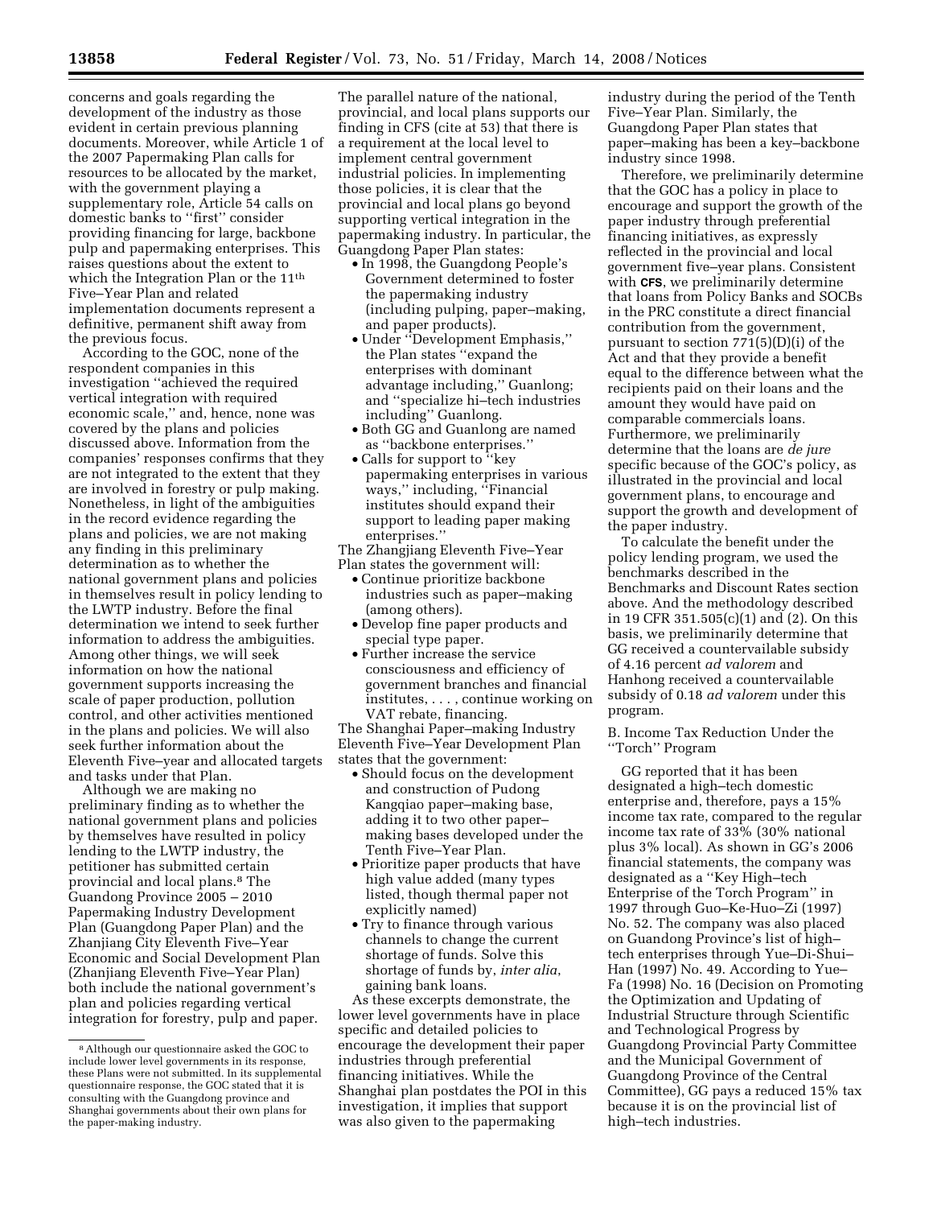concerns and goals regarding the development of the industry as those evident in certain previous planning documents. Moreover, while Article 1 of the 2007 Papermaking Plan calls for resources to be allocated by the market, with the government playing a supplementary role, Article 54 calls on domestic banks to ''first'' consider providing financing for large, backbone pulp and papermaking enterprises. This raises questions about the extent to which the Integration Plan or the 11th Five–Year Plan and related implementation documents represent a definitive, permanent shift away from the previous focus.

According to the GOC, none of the respondent companies in this investigation ''achieved the required vertical integration with required economic scale,'' and, hence, none was covered by the plans and policies discussed above. Information from the companies' responses confirms that they are not integrated to the extent that they are involved in forestry or pulp making. Nonetheless, in light of the ambiguities in the record evidence regarding the plans and policies, we are not making any finding in this preliminary determination as to whether the national government plans and policies in themselves result in policy lending to the LWTP industry. Before the final determination we intend to seek further information to address the ambiguities. Among other things, we will seek information on how the national government supports increasing the scale of paper production, pollution control, and other activities mentioned in the plans and policies. We will also seek further information about the Eleventh Five–year and allocated targets and tasks under that Plan.

Although we are making no preliminary finding as to whether the national government plans and policies by themselves have resulted in policy lending to the LWTP industry, the petitioner has submitted certain provincial and local plans.[8] The Guandong Province 2005 – 2010 Papermaking Industry Development Plan (Guangdong Paper Plan) and the Zhanjiang City Eleventh Five–Year Economic and Social Development Plan (Zhanjiang Eleventh Five–Year Plan) both include the national government's plan and policies regarding vertical integration for forestry, pulp and paper. The parallel nature of the national, provincial, and local plans supports our finding in CFS (cite at 53) that there is a requirement at the local level to implement central government industrial policies. In implementing those policies, it is clear that the provincial and local plans go beyond supporting vertical integration in the papermaking industry. In particular, the Guangdong Paper Plan states:

- In 1998, the Guangdong People's Government determined to foster the papermaking industry (including pulping, paper–making, and paper products).
- Under ''Development Emphasis,'' the Plan states ''expand the enterprises with dominant advantage including,'' Guanlong; and ''specialize hi–tech industries including'' Guanlong.
- Both GG and Guanlong are named as ''backbone enterprises.''
- Calls for support to ''key papermaking enterprises in various ways,'' including, ''Financial institutes should expand their support to leading paper making enterprises.''

The Zhangjiang Eleventh Five–Year Plan states the government will:

- Continue prioritize backbone industries such as paper–making (among others).
- Develop fine paper products and special type paper.
- Further increase the service consciousness and efficiency of government branches and financial institutes, . . . , continue working on VAT rebate, financing.

The Shanghai Paper–making Industry Eleventh Five–Year Development Plan states that the government:

- Should focus on the development and construction of Pudong Kangqiao paper–making base, adding it to two other paper–making bases developed under the Tenth Five–Year Plan.
- Prioritize paper products that have high value added (many types listed, though thermal paper not explicitly named)
- Try to finance through various channels to change the current shortage of funds. Solve this shortage of funds by, *inter alia*, gaining bank loans.

As these excerpts demonstrate, the lower level governments have in place specific and detailed policies to encourage the development their paper industries through preferential financing initiatives. While the Shanghai plan postdates the POI in this investigation, it implies that support was also given to the papermaking industry during the period of the Tenth Five–Year Plan. Similarly, the Guangdong Paper Plan states that paper–making has been a key–backbone industry since 1998.

Therefore, we preliminarily determine that the GOC has a policy in place to encourage and support the growth of the paper industry through preferential financing initiatives, as expressly reflected in the provincial and local government five–year plans. Consistent with **CFS**, we preliminarily determine that loans from Policy Banks and SOCBs in the PRC constitute a direct financial contribution from the government, pursuant to section 771(5)(D)(i) of the Act and that they provide a benefit equal to the difference between what the recipients paid on their loans and the amount they would have paid on comparable commercials loans. Furthermore, we preliminarily determine that the loans are *de jure* specific because of the GOC's policy, as illustrated in the provincial and local government plans, to encourage and support the growth and development of the paper industry.

To calculate the benefit under the policy lending program, we used the benchmarks described in the Benchmarks and Discount Rates section above. And the methodology described in 19 CFR 351.505(c)(1) and (2). On this basis, we preliminarily determine that GG received a countervailable subsidy of 4.16 percent *ad valorem* and Hanhong received a countervailable subsidy of 0.18 *ad valorem* under this program.

B. Income Tax Reduction Under the ''Torch'' Program

GG reported that it has been designated a high–tech domestic enterprise and, therefore, pays a 15% income tax rate, compared to the regular income tax rate of 33% (30% national plus 3% local). As shown in GG's 2006 financial statements, the company was designated as a ''Key High–tech Enterprise of the Torch Program'' in 1997 through Guo–Ke–Huo–Zi (1997) No. 52. The company was also placed on Guandong Province's list of high–tech enterprises through Yue–Di–Shui–Han (1997) No. 49. According to Yue–Fa (1998) No. 16 (Decision on Promoting the Optimization and Updating of Industrial Structure through Scientific and Technological Progress by Guangdong Provincial Party Committee and the Municipal Government of Guangdong Province of the Central Committee), GG pays a reduced 15% tax because it is on the provincial list of high–tech industries.

[8] Although our questionnaire asked the GOC to include lower level governments in its response, these Plans were not submitted. In its supplemental questionnaire response, the GOC stated that it is consulting with the Guangdong province and Shanghai governments about their own plans for the paper-making industry.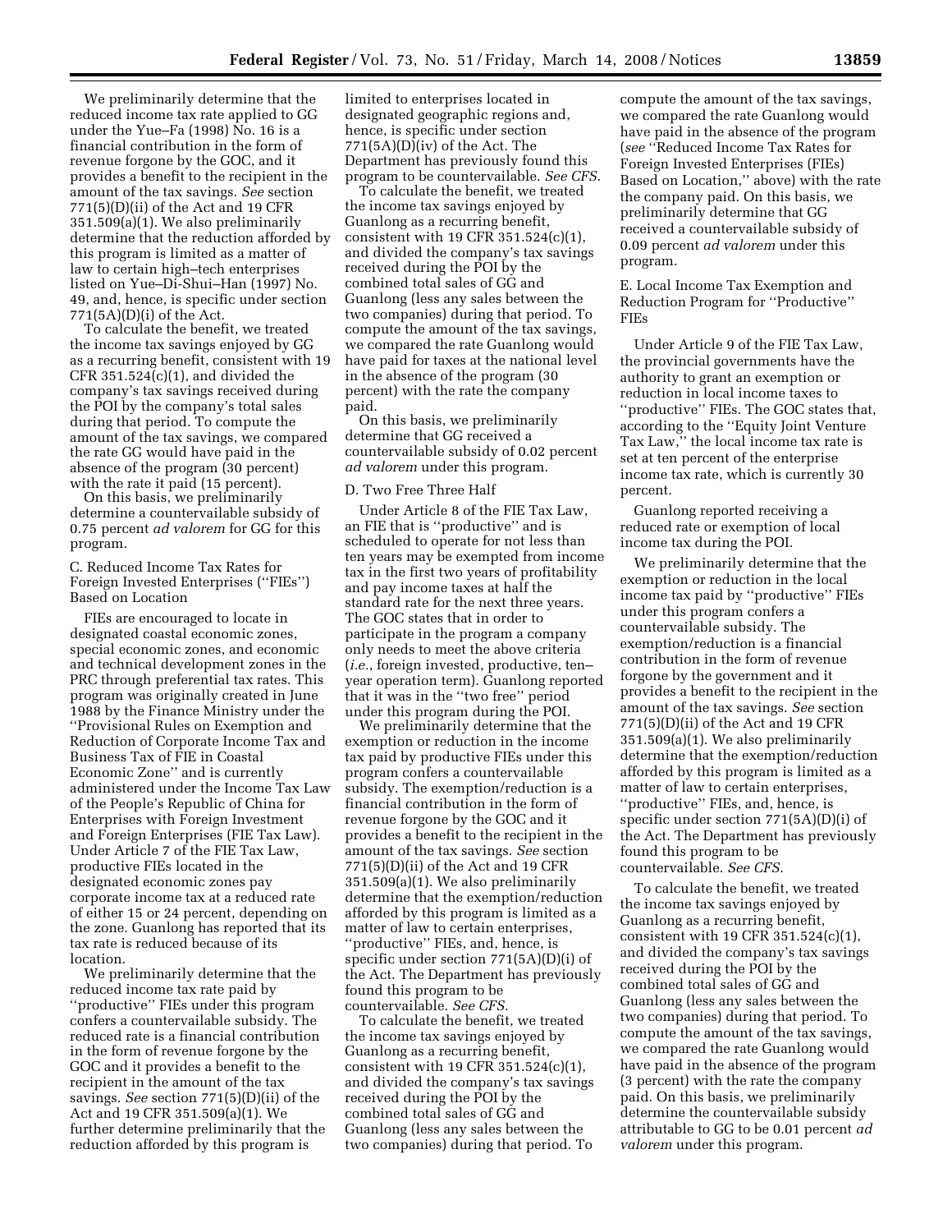We preliminarily determine that the reduced income tax rate applied to GG under the Yue–Fa (1998) No. 16 is a financial contribution in the form of revenue forgone by the GOC, and it provides a benefit to the recipient in the amount of the tax savings. *See* section 771(5)(D)(ii) of the Act and 19 CFR 351.509(a)(1). We also preliminarily determine that the reduction afforded by this program is limited as a matter of law to certain high–tech enterprises listed on Yue–Di-Shui–Han (1997) No. 49, and, hence, is specific under section 771(5A)(D)(i) of the Act.

To calculate the benefit, we treated the income tax savings enjoyed by GG as a recurring benefit, consistent with 19 CFR 351.524(c)(1), and divided the company's tax savings received during the POI by the company's total sales during that period. To compute the amount of the tax savings, we compared the rate GG would have paid in the absence of the program (30 percent) with the rate it paid (15 percent).

On this basis, we preliminarily determine a countervailable subsidy of 0.75 percent *ad valorem* for GG for this program.

C. Reduced Income Tax Rates for Foreign Invested Enterprises (''FIEs'') Based on Location

FIEs are encouraged to locate in designated coastal economic zones, special economic zones, and economic and technical development zones in the PRC through preferential tax rates. This program was originally created in June 1988 by the Finance Ministry under the ''Provisional Rules on Exemption and Reduction of Corporate Income Tax and Business Tax of FIE in Coastal Economic Zone'' and is currently administered under the Income Tax Law of the People's Republic of China for Enterprises with Foreign Investment and Foreign Enterprises (FIE Tax Law). Under Article 7 of the FIE Tax Law, productive FIEs located in the designated economic zones pay corporate income tax at a reduced rate of either 15 or 24 percent, depending on the zone. Guanlong has reported that its tax rate is reduced because of its location.

We preliminarily determine that the reduced income tax rate paid by ''productive'' FIEs under this program confers a countervailable subsidy. The reduced rate is a financial contribution in the form of revenue forgone by the GOC and it provides a benefit to the recipient in the amount of the tax savings. *See* section 771(5)(D)(ii) of the Act and 19 CFR 351.509(a)(1). We further determine preliminarily that the reduction afforded by this program is limited to enterprises located in designated geographic regions and, hence, is specific under section 771(5A)(D)(iv) of the Act. The Department has previously found this program to be countervailable. *See CFS*.

To calculate the benefit, we treated the income tax savings enjoyed by Guanlong as a recurring benefit, consistent with 19 CFR 351.524(c)(1), and divided the company's tax savings received during the POI by the combined total sales of GG and Guanlong (less any sales between the two companies) during that period. To compute the amount of the tax savings, we compared the rate Guanlong would have paid for taxes at the national level in the absence of the program (30 percent) with the rate the company paid.

On this basis, we preliminarily determine that GG received a countervailable subsidy of 0.02 percent *ad valorem* under this program.

D. Two Free Three Half

Under Article 8 of the FIE Tax Law, an FIE that is ''productive'' and is scheduled to operate for not less than ten years may be exempted from income tax in the first two years of profitability and pay income taxes at half the standard rate for the next three years. The GOC states that in order to participate in the program a company only needs to meet the above criteria (*i.e.*, foreign invested, productive, ten–year operation term). Guanlong reported that it was in the ''two free'' period under this program during the POI.

We preliminarily determine that the exemption or reduction in the income tax paid by productive FIEs under this program confers a countervailable subsidy. The exemption/reduction is a financial contribution in the form of revenue forgone by the GOC and it provides a benefit to the recipient in the amount of the tax savings. *See* section 771(5)(D)(ii) of the Act and 19 CFR 351.509(a)(1). We also preliminarily determine that the exemption/reduction afforded by this program is limited as a matter of law to certain enterprises, ''productive'' FIEs, and, hence, is specific under section 771(5A)(D)(i) of the Act. The Department has previously found this program to be countervailable. *See CFS*.

To calculate the benefit, we treated the income tax savings enjoyed by Guanlong as a recurring benefit, consistent with 19 CFR 351.524(c)(1), and divided the company's tax savings received during the POI by the combined total sales of GG and Guanlong (less any sales between the two companies) during that period. To compute the amount of the tax savings, we compared the rate Guanlong would have paid in the absence of the program (*see* ''Reduced Income Tax Rates for Foreign Invested Enterprises (FIEs) Based on Location,'' above) with the rate the company paid. On this basis, we preliminarily determine that GG received a countervailable subsidy of 0.09 percent *ad valorem* under this program.

E. Local Income Tax Exemption and Reduction Program for ''Productive'' FIEs

Under Article 9 of the FIE Tax Law, the provincial governments have the authority to grant an exemption or reduction in local income taxes to ''productive'' FIEs. The GOC states that, according to the ''Equity Joint Venture Tax Law,'' the local income tax rate is set at ten percent of the enterprise income tax rate, which is currently 30 percent.

Guanlong reported receiving a reduced rate or exemption of local income tax during the POI.

We preliminarily determine that the exemption or reduction in the local income tax paid by ''productive'' FIEs under this program confers a countervailable subsidy. The exemption/reduction is a financial contribution in the form of revenue forgone by the government and it provides a benefit to the recipient in the amount of the tax savings. *See* section 771(5)(D)(ii) of the Act and 19 CFR 351.509(a)(1). We also preliminarily determine that the exemption/reduction afforded by this program is limited as a matter of law to certain enterprises, ''productive'' FIEs, and, hence, is specific under section 771(5A)(D)(i) of the Act. The Department has previously found this program to be countervailable. *See CFS*.

To calculate the benefit, we treated the income tax savings enjoyed by Guanlong as a recurring benefit, consistent with 19 CFR 351.524(c)(1), and divided the company's tax savings received during the POI by the combined total sales of GG and Guanlong (less any sales between the two companies) during that period. To compute the amount of the tax savings, we compared the rate Guanlong would have paid in the absence of the program (3 percent) with the rate the company paid. On this basis, we preliminarily determine the countervailable subsidy attributable to GG to be 0.01 percent *ad valorem* under this program.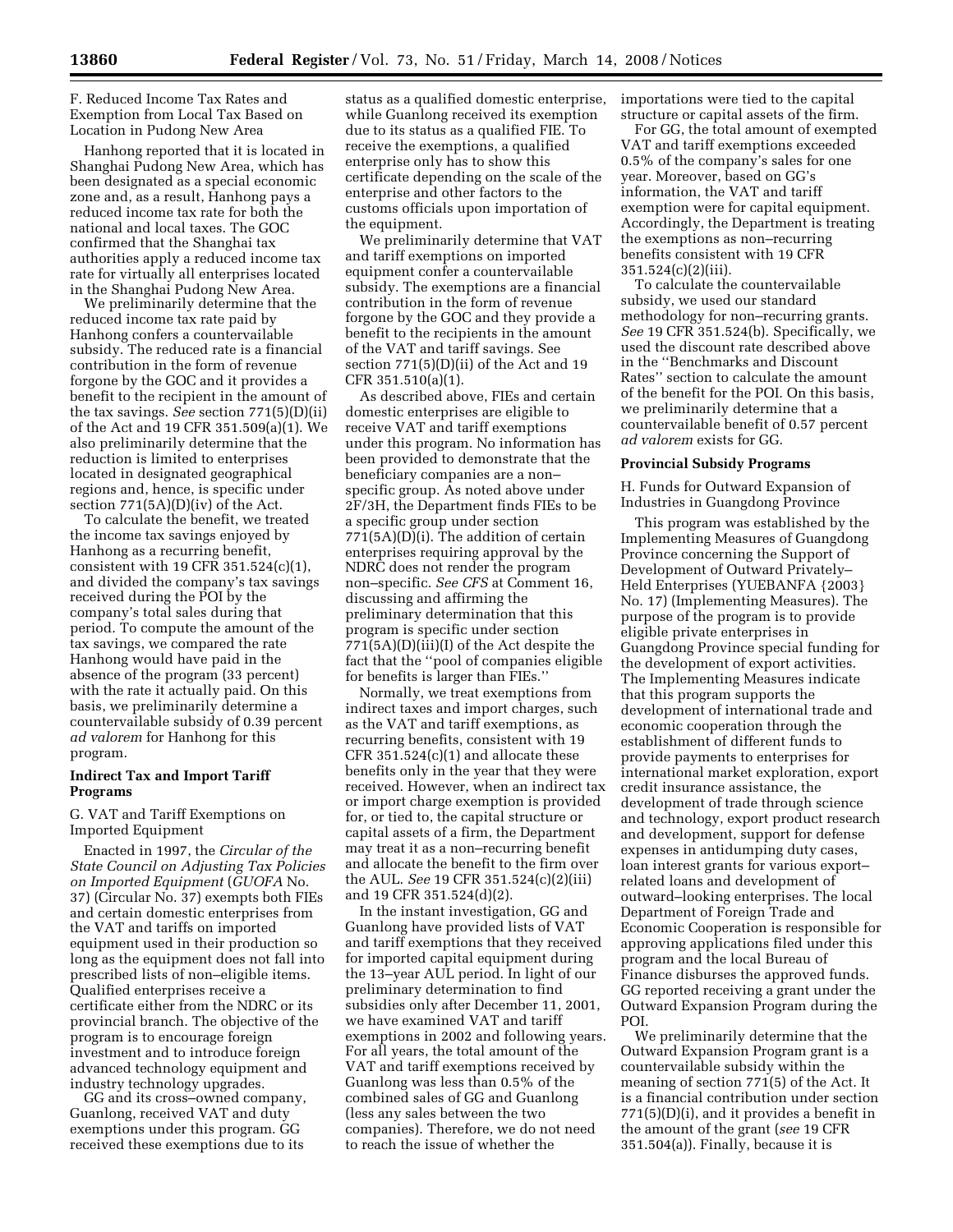F. Reduced Income Tax Rates and Exemption from Local Tax Based on Location in Pudong New Area

Hanhong reported that it is located in Shanghai Pudong New Area, which has been designated as a special economic zone and, as a result, Hanhong pays a reduced income tax rate for both the national and local taxes. The GOC confirmed that the Shanghai tax authorities apply a reduced income tax rate for virtually all enterprises located in the Shanghai Pudong New Area.

We preliminarily determine that the reduced income tax rate paid by Hanhong confers a countervailable subsidy. The reduced rate is a financial contribution in the form of revenue forgone by the GOC and it provides a benefit to the recipient in the amount of the tax savings. *See* section 771(5)(D)(ii) of the Act and 19 CFR 351.509(a)(1). We also preliminarily determine that the reduction is limited to enterprises located in designated geographical regions and, hence, is specific under section 771(5A)(D)(iv) of the Act.

To calculate the benefit, we treated the income tax savings enjoyed by Hanhong as a recurring benefit, consistent with 19 CFR 351.524(c)(1), and divided the company's tax savings received during the POI by the company's total sales during that period. To compute the amount of the tax savings, we compared the rate Hanhong would have paid in the absence of the program (33 percent) with the rate it actually paid. On this basis, we preliminarily determine a countervailable subsidy of 0.39 percent *ad valorem* for Hanhong for this program.

**Indirect Tax and Import Tariff Programs**

G. VAT and Tariff Exemptions on Imported Equipment

Enacted in 1997, the *Circular of the State Council on Adjusting Tax Policies on Imported Equipment* (*GUOFA* No. 37) (Circular No. 37) exempts both FIEs and certain domestic enterprises from the VAT and tariffs on imported equipment used in their production so long as the equipment does not fall into prescribed lists of non–eligible items. Qualified enterprises receive a certificate either from the NDRC or its provincial branch. The objective of the program is to encourage foreign investment and to introduce foreign advanced technology equipment and industry technology upgrades.

GG and its cross–owned company, Guanlong, received VAT and duty exemptions under this program. GG received these exemptions due to its status as a qualified domestic enterprise, while Guanlong received its exemption due to its status as a qualified FIE. To receive the exemptions, a qualified enterprise only has to show this certificate depending on the scale of the enterprise and other factors to the customs officials upon importation of the equipment.

We preliminarily determine that VAT and tariff exemptions on imported equipment confer a countervailable subsidy. The exemptions are a financial contribution in the form of revenue forgone by the GOC and they provide a benefit to the recipients in the amount of the VAT and tariff savings. See section 771(5)(D)(ii) of the Act and 19 CFR 351.510(a)(1).

As described above, FIEs and certain domestic enterprises are eligible to receive VAT and tariff exemptions under this program. No information has been provided to demonstrate that the beneficiary companies are a non–specific group. As noted above under 2F/3H, the Department finds FIEs to be a specific group under section 771(5A)(D)(i). The addition of certain enterprises requiring approval by the NDRC does not render the program non–specific. *See CFS* at Comment 16, discussing and affirming the preliminary determination that this program is specific under section 771(5A)(D)(iii)(I) of the Act despite the fact that the ''pool of companies eligible for benefits is larger than FIEs.''

Normally, we treat exemptions from indirect taxes and import charges, such as the VAT and tariff exemptions, as recurring benefits, consistent with 19 CFR 351.524(c)(1) and allocate these benefits only in the year that they were received. However, when an indirect tax or import charge exemption is provided for, or tied to, the capital structure or capital assets of a firm, the Department may treat it as a non–recurring benefit and allocate the benefit to the firm over the AUL. *See* 19 CFR 351.524(c)(2)(iii) and 19 CFR 351.524(d)(2).

In the instant investigation, GG and Guanlong have provided lists of VAT and tariff exemptions that they received for imported capital equipment during the 13–year AUL period. In light of our preliminary determination to find subsidies only after December 11, 2001, we have examined VAT and tariff exemptions in 2002 and following years. For all years, the total amount of the VAT and tariff exemptions received by Guanlong was less than 0.5% of the combined sales of GG and Guanlong (less any sales between the two companies). Therefore, we do not need to reach the issue of whether the importations were tied to the capital structure or capital assets of the firm.

For GG, the total amount of exempted VAT and tariff exemptions exceeded 0.5% of the company's sales for one year. Moreover, based on GG's information, the VAT and tariff exemption were for capital equipment. Accordingly, the Department is treating the exemptions as non–recurring benefits consistent with 19 CFR 351.524(c)(2)(iii).

To calculate the countervailable subsidy, we used our standard methodology for non–recurring grants. *See* 19 CFR 351.524(b). Specifically, we used the discount rate described above in the ''Benchmarks and Discount Rates'' section to calculate the amount of the benefit for the POI. On this basis, we preliminarily determine that a countervailable benefit of 0.57 percent *ad valorem* exists for GG.

**Provincial Subsidy Programs**

H. Funds for Outward Expansion of Industries in Guangdong Province

This program was established by the Implementing Measures of Guangdong Province concerning the Support of Development of Outward Privately–Held Enterprises (YUEBANFA {2003} No. 17) (Implementing Measures). The purpose of the program is to provide eligible private enterprises in Guangdong Province special funding for the development of export activities. The Implementing Measures indicate that this program supports the development of international trade and economic cooperation through the establishment of different funds to provide payments to enterprises for international market exploration, export credit insurance assistance, the development of trade through science and technology, export product research and development, support for defense expenses in antidumping duty cases, loan interest grants for various export–related loans and development of outward–looking enterprises. The local Department of Foreign Trade and Economic Cooperation is responsible for approving applications filed under this program and the local Bureau of Finance disburses the approved funds. GG reported receiving a grant under the Outward Expansion Program during the POI.

We preliminarily determine that the Outward Expansion Program grant is a countervailable subsidy within the meaning of section 771(5) of the Act. It is a financial contribution under section 771(5)(D)(i), and it provides a benefit in the amount of the grant (*see* 19 CFR 351.504(a)). Finally, because it is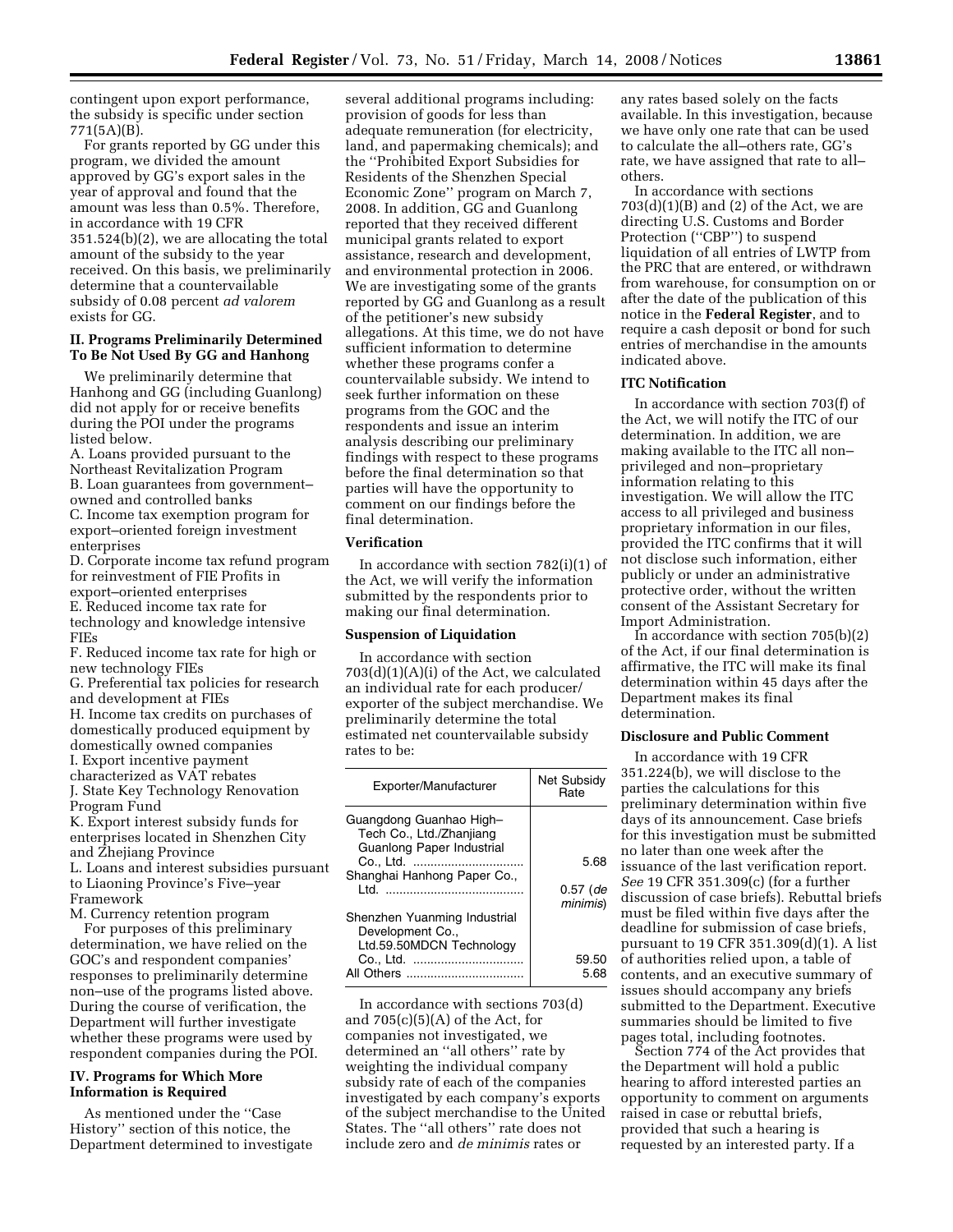contingent upon export performance, the subsidy is specific under section 771(5A)(B).

For grants reported by GG under this program, we divided the amount approved by GG's export sales in the year of approval and found that the amount was less than 0.5%. Therefore, in accordance with 19 CFR 351.524(b)(2), we are allocating the total amount of the subsidy to the year received. On this basis, we preliminarily determine that a countervailable subsidy of 0.08 percent *ad valorem* exists for GG.

## II. Programs Preliminarily Determined To Be Not Used By GG and Hanhong

We preliminarily determine that Hanhong and GG (including Guanlong) did not apply for or receive benefits during the POI under the programs listed below.

A. Loans provided pursuant to the Northeast Revitalization Program
B. Loan guarantees from government–owned and controlled banks
C. Income tax exemption program for export–oriented foreign investment enterprises
D. Corporate income tax refund program for reinvestment of FIE Profits in export–oriented enterprises
E. Reduced income tax rate for technology and knowledge intensive FIEs
F. Reduced income tax rate for high or new technology FIEs
G. Preferential tax policies for research and development at FIEs
H. Income tax credits on purchases of domestically produced equipment by domestically owned companies
I. Export incentive payment characterized as VAT rebates
J. State Key Technology Renovation Program Fund
K. Export interest subsidy funds for enterprises located in Shenzhen City and Zhejiang Province
L. Loans and interest subsidies pursuant to Liaoning Province's Five–year Framework
M. Currency retention program

For purposes of this preliminary determination, we have relied on the GOC's and respondent companies' responses to preliminarily determine non–use of the programs listed above. During the course of verification, the Department will further investigate whether these programs were used by respondent companies during the POI.

## IV. Programs for Which More Information is Required

As mentioned under the ''Case History'' section of this notice, the Department determined to investigate several additional programs including: provision of goods for less than adequate remuneration (for electricity, land, and papermaking chemicals); and the ''Prohibited Export Subsidies for Residents of the Shenzhen Special Economic Zone'' program on March 7, 2008. In addition, GG and Guanlong reported that they received different municipal grants related to export assistance, research and development, and environmental protection in 2006. We are investigating some of the grants reported by GG and Guanlong as a result of the petitioner's new subsidy allegations. At this time, we do not have sufficient information to determine whether these programs confer a countervailable subsidy. We intend to seek further information on these programs from the GOC and the respondents and issue an interim analysis describing our preliminary findings with respect to these programs before the final determination so that parties will have the opportunity to comment on our findings before the final determination.

### Verification

In accordance with section 782(i)(1) of the Act, we will verify the information submitted by the respondents prior to making our final determination.

### Suspension of Liquidation

In accordance with section 703(d)(1)(A)(i) of the Act, we calculated an individual rate for each producer/exporter of the subject merchandise. We preliminarily determine the total estimated net countervailable subsidy rates to be:

| Exporter/Manufacturer | Net Subsidy Rate |
|---|---|
| Guangdong Guanhao High–Tech Co., Ltd./Zhanjiang Guanlong Paper Industrial Co., Ltd. | 5.68 |
| Shanghai Hanhong Paper Co., Ltd. | 0.57 (*de minimis*) |
| Shenzhen Yuanming Industrial Development Co., Ltd.59.50MDCN Technology Co., Ltd. | 59.50 |
| All Others | 5.68 |

In accordance with sections 703(d) and 705(c)(5)(A) of the Act, for companies not investigated, we determined an ''all others'' rate by weighting the individual company subsidy rate of each of the companies investigated by each company's exports of the subject merchandise to the United States. The ''all others'' rate does not include zero and *de minimis* rates or any rates based solely on the facts available. In this investigation, because we have only one rate that can be used to calculate the all–others rate, GG's rate, we have assigned that rate to all–others.

In accordance with sections 703(d)(1)(B) and (2) of the Act, we are directing U.S. Customs and Border Protection (''CBP'') to suspend liquidation of all entries of LWTP from the PRC that are entered, or withdrawn from warehouse, for consumption on or after the date of the publication of this notice in the **Federal Register**, and to require a cash deposit or bond for such entries of merchandise in the amounts indicated above.

### ITC Notification

In accordance with section 703(f) of the Act, we will notify the ITC of our determination. In addition, we are making available to the ITC all non–privileged and non–proprietary information relating to this investigation. We will allow the ITC access to all privileged and business proprietary information in our files, provided the ITC confirms that it will not disclose such information, either publicly or under an administrative protective order, without the written consent of the Assistant Secretary for Import Administration.

In accordance with section 705(b)(2) of the Act, if our final determination is affirmative, the ITC will make its final determination within 45 days after the Department makes its final determination.

### Disclosure and Public Comment

In accordance with 19 CFR 351.224(b), we will disclose to the parties the calculations for this preliminary determination within five days of its announcement. Case briefs for this investigation must be submitted no later than one week after the issuance of the last verification report. *See* 19 CFR 351.309(c) (for a further discussion of case briefs). Rebuttal briefs must be filed within five days after the deadline for submission of case briefs, pursuant to 19 CFR 351.309(d)(1). A list of authorities relied upon, a table of contents, and an executive summary of issues should accompany any briefs submitted to the Department. Executive summaries should be limited to five pages total, including footnotes.

Section 774 of the Act provides that the Department will hold a public hearing to afford interested parties an opportunity to comment on arguments raised in case or rebuttal briefs, provided that such a hearing is requested by an interested party. If a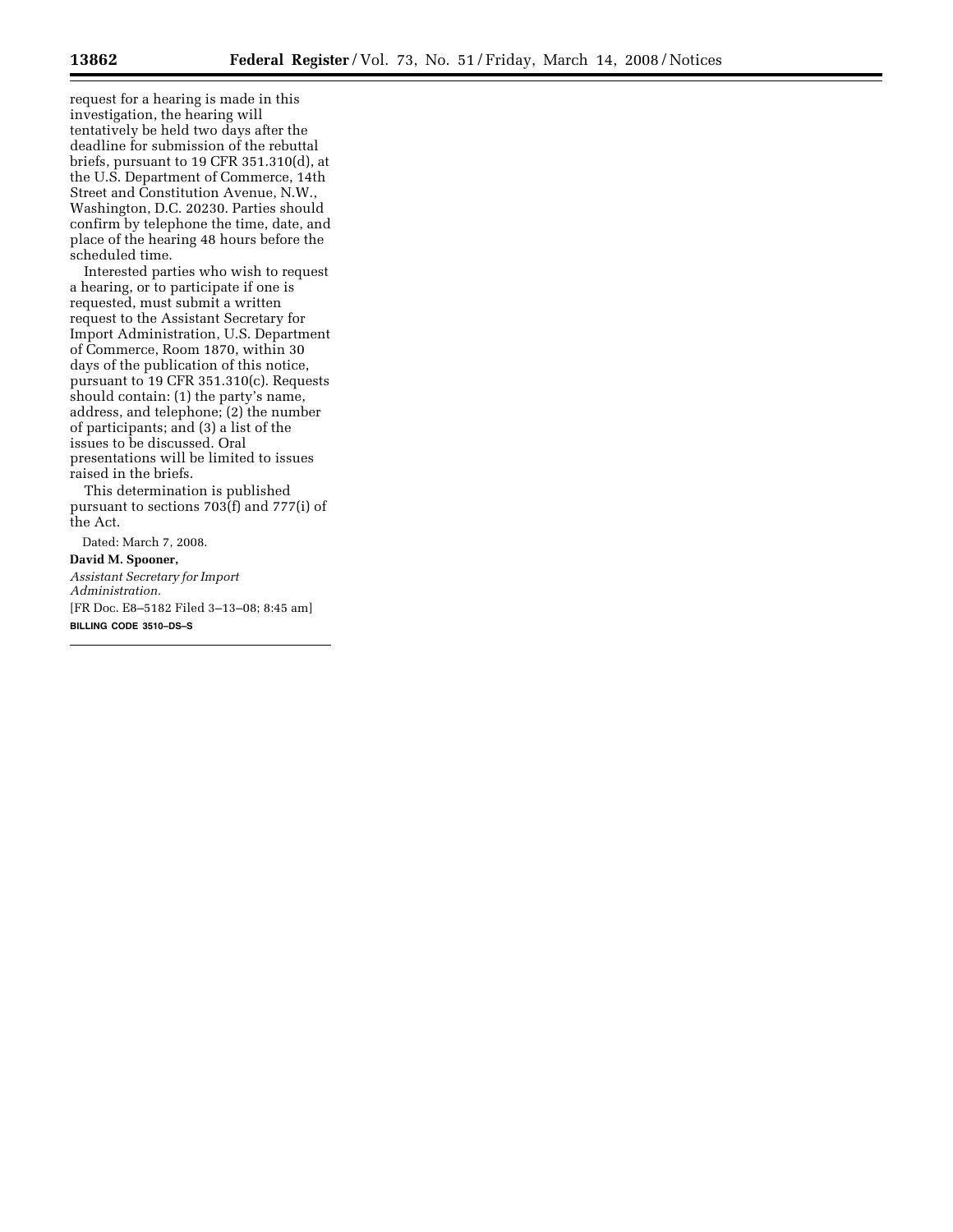request for a hearing is made in this investigation, the hearing will tentatively be held two days after the deadline for submission of the rebuttal briefs, pursuant to 19 CFR 351.310(d), at the U.S. Department of Commerce, 14th Street and Constitution Avenue, N.W., Washington, D.C. 20230. Parties should confirm by telephone the time, date, and place of the hearing 48 hours before the scheduled time.

Interested parties who wish to request a hearing, or to participate if one is requested, must submit a written request to the Assistant Secretary for Import Administration, U.S. Department of Commerce, Room 1870, within 30 days of the publication of this notice, pursuant to 19 CFR 351.310(c). Requests should contain: (1) the party's name, address, and telephone; (2) the number of participants; and (3) a list of the issues to be discussed. Oral presentations will be limited to issues raised in the briefs.

This determination is published pursuant to sections 703(f) and 777(i) of the Act.

Dated: March 7, 2008.

**David M. Spooner,**

*Assistant Secretary for Import Administration.*

[FR Doc. E8–5182 Filed 3–13–08; 8:45 am]

**BILLING CODE 3510–DS–S**